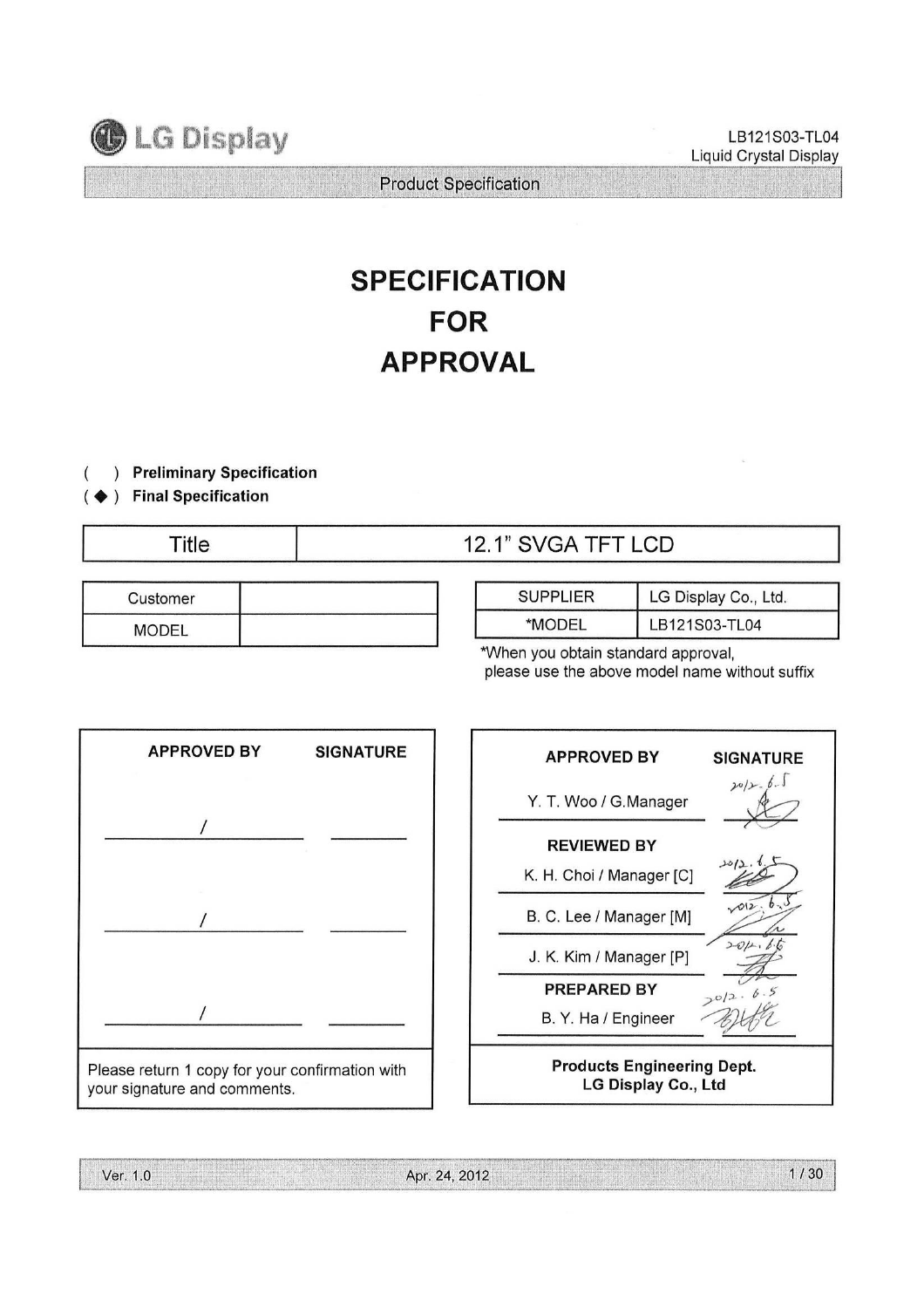LG Display

LB121S03-TL04
Liquid Crystal Display

Product Specification

# SPECIFICATION
# FOR
# APPROVAL

( ) **Preliminary Specification**
( ◆ ) **Final Specification**

| Title | 12.1" SVGA TFT LCD |
|---|---|

| Customer | |
|---|---|
| MODEL | |

| SUPPLIER | LG Display Co., Ltd. |
|---|---|
| *MODEL | LB121S03-TL04 |

*When you obtain standard approval, please use the above model name without suffix

| APPROVED BY | SIGNATURE |
|---|---|
| / | |
| / | |
| / | |

Please return 1 copy for your confirmation with your signature and comments.

| APPROVED BY | SIGNATURE |
|---|---|
| Y. T. Woo / G.Manager | 2012. 6. 5 |
| **REVIEWED BY** | |
| K. H. Choi / Manager [C] | 2012. 6. 5 |
| B. C. Lee / Manager [M] | 2012. 6. 5 |
| J. K. Kim / Manager [P] | 2012. 6. 5 |
| **PREPARED BY** | |
| B. Y. Ha / Engineer | 2012. 6. 5 |

**Products Engineering Dept.**
**LG Display Co., Ltd**

Ver. 1.0 Apr. 24, 2012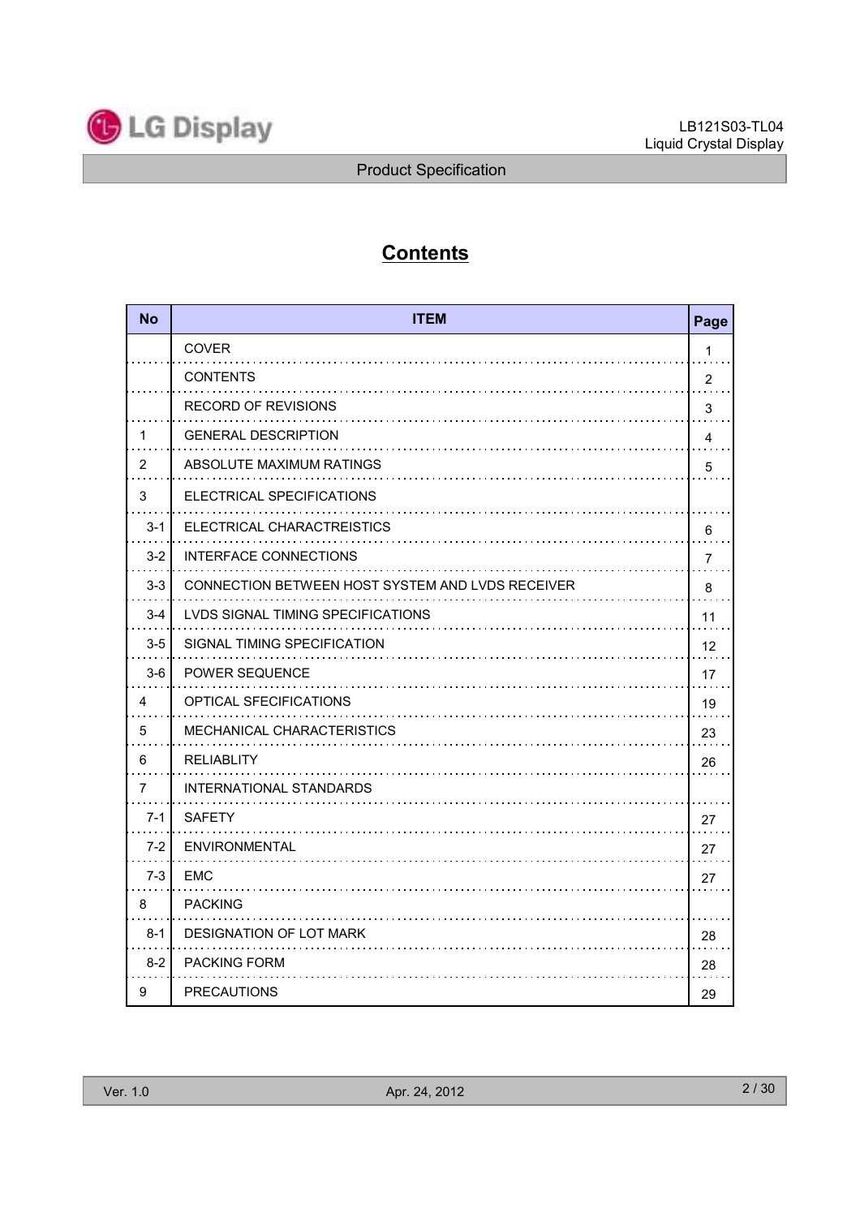# Contents

| No | ITEM | Page |
|---|---|---|
| | COVER | 1 |
| | CONTENTS | 2 |
| | RECORD OF REVISIONS | 3 |
| 1 | GENERAL DESCRIPTION | 4 |
| 2 | ABSOLUTE MAXIMUM RATINGS | 5 |
| 3 | ELECTRICAL SPECIFICATIONS | |
| 3-1 | ELECTRICAL CHARACTREISTICS | 6 |
| 3-2 | INTERFACE CONNECTIONS | 7 |
| 3-3 | CONNECTION BETWEEN HOST SYSTEM AND LVDS RECEIVER | 8 |
| 3-4 | LVDS SIGNAL TIMING SPECIFICATIONS | 11 |
| 3-5 | SIGNAL TIMING SPECIFICATION | 12 |
| 3-6 | POWER SEQUENCE | 17 |
| 4 | OPTICAL SFECIFICATIONS | 19 |
| 5 | MECHANICAL CHARACTERISTICS | 23 |
| 6 | RELIABLITY | 26 |
| 7 | INTERNATIONAL STANDARDS | |
| 7-1 | SAFETY | 27 |
| 7-2 | ENVIRONMENTAL | 27 |
| 7-3 | EMC | 27 |
| 8 | PACKING | |
| 8-1 | DESIGNATION OF LOT MARK | 28 |
| 8-2 | PACKING FORM | 28 |
| 9 | PRECAUTIONS | 29 |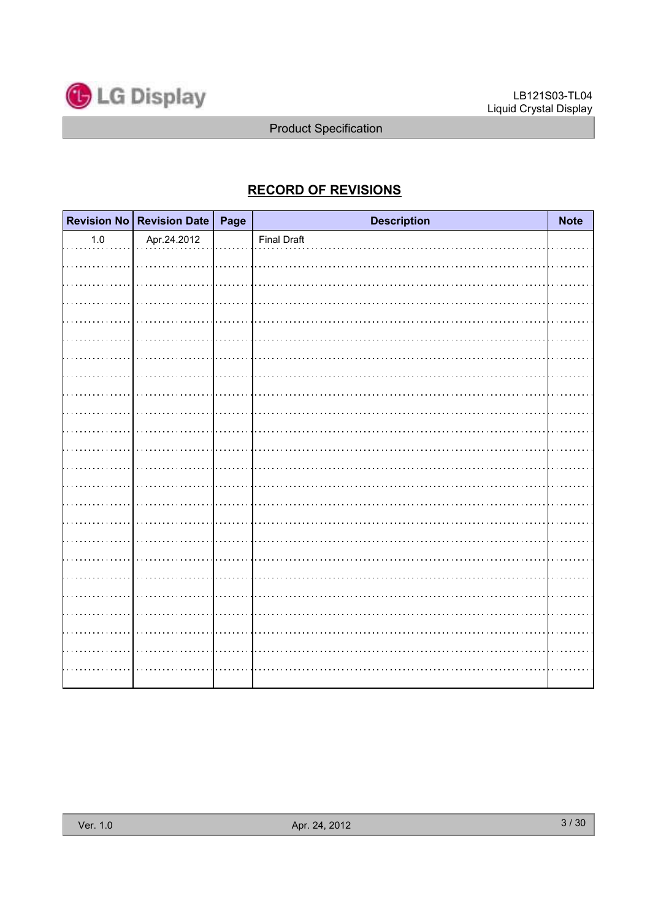# RECORD OF REVISIONS

| Revision No | Revision Date | Page | Description | Note |
|---|---|---|---|---|
| 1.0 | Apr.24.2012 | | Final Draft | |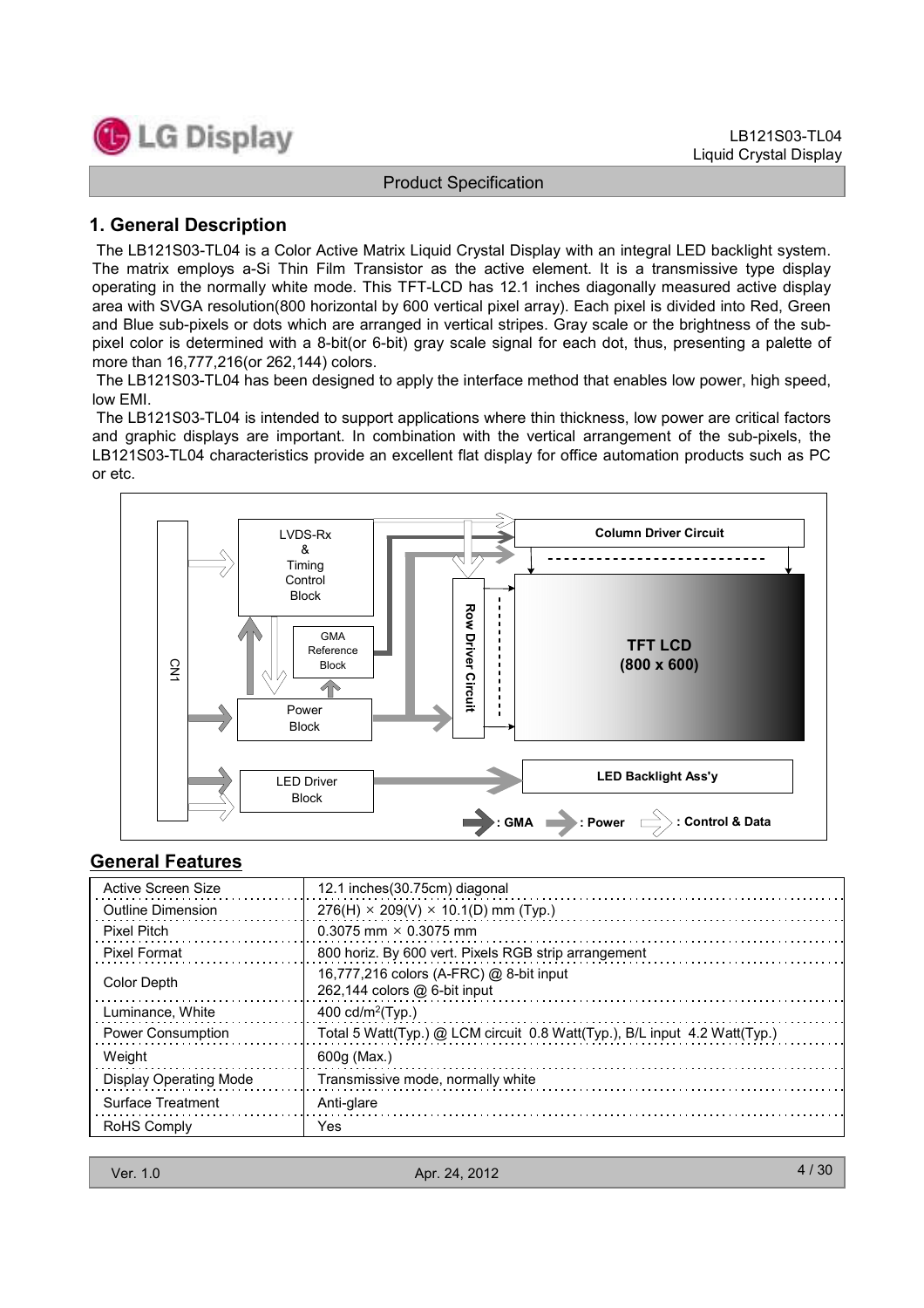## 1. General Description

The LB121S03-TL04 is a Color Active Matrix Liquid Crystal Display with an integral LED backlight system. The matrix employs a-Si Thin Film Transistor as the active element. It is a transmissive type display operating in the normally white mode. This TFT-LCD has 12.1 inches diagonally measured active display area with SVGA resolution(800 horizontal by 600 vertical pixel array). Each pixel is divided into Red, Green and Blue sub-pixels or dots which are arranged in vertical stripes. Gray scale or the brightness of the sub-pixel color is determined with a 8-bit(or 6-bit) gray scale signal for each dot, thus, presenting a palette of more than 16,777,216(or 262,144) colors.

The LB121S03-TL04 has been designed to apply the interface method that enables low power, high speed, low EMI.

The LB121S03-TL04 is intended to support applications where thin thickness, low power are critical factors and graphic displays are important. In combination with the vertical arrangement of the sub-pixels, the LB121S03-TL04 characteristics provide an excellent flat display for office automation products such as PC or etc.

CN1 | LVDS-Rx & Timing Control Block | GMA Reference Block | Power Block | LED Driver Block | Row Driver Circuit | Column Driver Circuit | TFT LCD (800 x 600) | LED Backlight Ass'y

: GMA  : Power  : Control & Data

## General Features

| | |
|---|---|
| Active Screen Size | 12.1 inches(30.75cm) diagonal |
| Outline Dimension | 276(H) × 209(V) × 10.1(D) mm (Typ.) |
| Pixel Pitch | 0.3075 mm × 0.3075 mm |
| Pixel Format | 800 horiz. By 600 vert. Pixels RGB strip arrangement |
| Color Depth | 16,777,216 colors (A-FRC) @ 8-bit input<br>262,144 colors @ 6-bit input |
| Luminance, White | 400 cd/m$^2$(Typ.) |
| Power Consumption | Total 5 Watt(Typ.) @ LCM circuit 0.8 Watt(Typ.), B/L input 4.2 Watt(Typ.) |
| Weight | 600g (Max.) |
| Display Operating Mode | Transmissive mode, normally white |
| Surface Treatment | Anti-glare |
| RoHS Comply | Yes |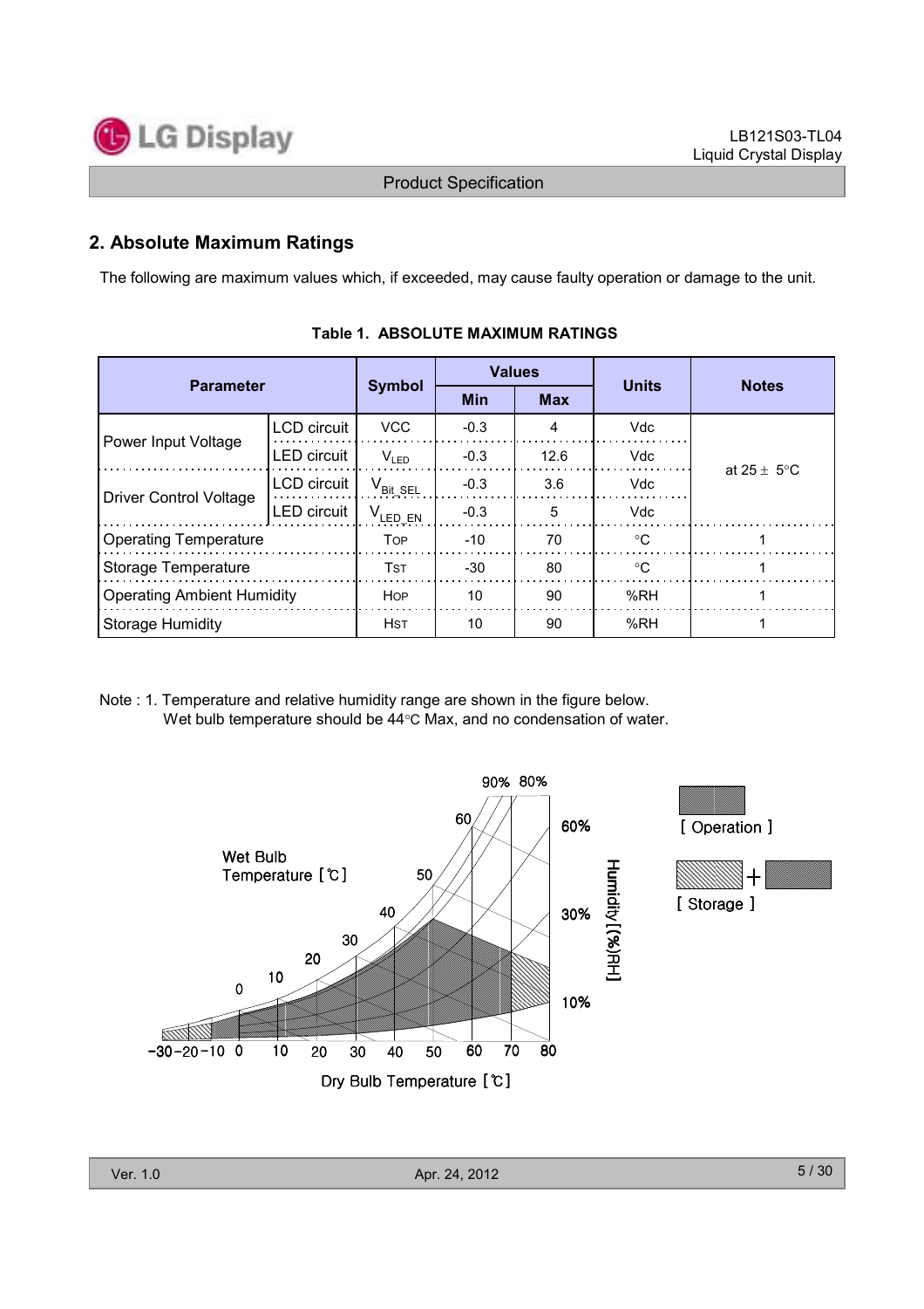## 2. Absolute Maximum Ratings

The following are maximum values which, if exceeded, may cause faulty operation or damage to the unit.

**Table 1. ABSOLUTE MAXIMUM RATINGS**

| Parameter | | Symbol | Values | | Units | Notes |
|---|---|---|---|---|---|---|
| | | | Min | Max | | |
| Power Input Voltage | LCD circuit | VCC | -0.3 | 4 | Vdc | at 25 ± 5°C |
| | LED circuit | $V_{LED}$ | -0.3 | 12.6 | Vdc | |
| Driver Control Voltage | LCD circuit | $V_{Bit\_SEL}$ | -0.3 | 3.6 | Vdc | |
| | LED circuit | $V_{LED\_EN}$ | -0.3 | 5 | Vdc | |
| Operating Temperature | | TOP | -10 | 70 | °C | 1 |
| Storage Temperature | | TST | -30 | 80 | °C | 1 |
| Operating Ambient Humidity | | HOP | 10 | 90 | %RH | 1 |
| Storage Humidity | | HST | 10 | 90 | %RH | 1 |

Note : 1. Temperature and relative humidity range are shown in the figure below.
Wet bulb temperature should be 44°C Max, and no condensation of water.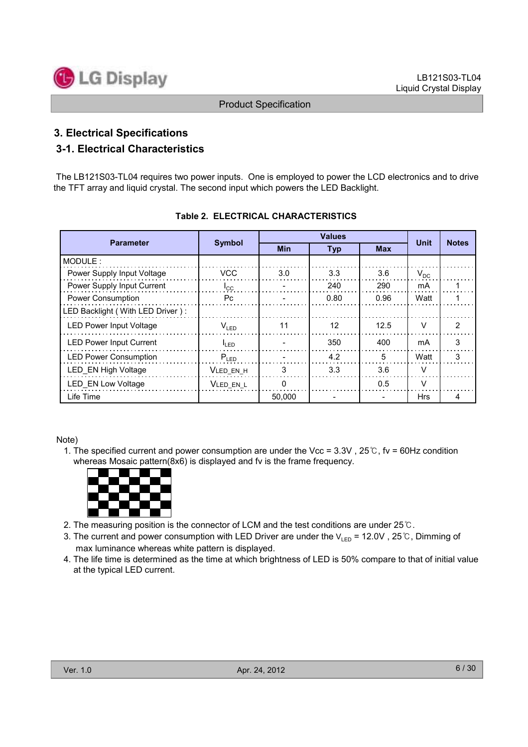# 3. Electrical Specifications

## 3-1. Electrical Characteristics

The LB121S03-TL04 requires two power inputs. One is employed to power the LCD electronics and to drive the TFT array and liquid crystal. The second input which powers the LED Backlight.

**Table 2. ELECTRICAL CHARACTERISTICS**

| Parameter | Symbol | Values | | | Unit | Notes |
|---|---|---|---|---|---|---|
| | | Min | Typ | Max | | |
| MODULE : | | | | | | |
| Power Supply Input Voltage | VCC | 3.0 | 3.3 | 3.6 | $V_{DC}$ | |
| Power Supply Input Current | $I_{CC}$ | - | 240 | 290 | mA | 1 |
| Power Consumption | Pc | - | 0.80 | 0.96 | Watt | 1 |
| LED Backlight ( With LED Driver ) : | | | | | | |
| LED Power Input Voltage | $V_{LED}$ | 11 | 12 | 12.5 | V | 2 |
| LED Power Input Current | $I_{LED}$ | - | 350 | 400 | mA | 3 |
| LED Power Consumption | $P_{LED}$ | - | 4.2 | 5 | Watt | 3 |
| LED_EN High Voltage | $V_{LED\_EN\_H}$ | 3 | 3.3 | 3.6 | V | |
| LED_EN Low Voltage | $V_{LED\_EN\_L}$ | 0 | | 0.5 | V | |
| Life Time | | 50,000 | - | - | Hrs | 4 |

Note)

1. The specified current and power consumption are under the Vcc = 3.3V , 25℃, fv = 60Hz condition whereas Mosaic pattern(8x6) is displayed and fv is the frame frequency.
2. The measuring position is the connector of LCM and the test conditions are under 25℃.
3. The current and power consumption with LED Driver are under the $V_{LED}$ = 12.0V , 25℃, Dimming of max luminance whereas white pattern is displayed.
4. The life time is determined as the time at which brightness of LED is 50% compare to that of initial value at the typical LED current.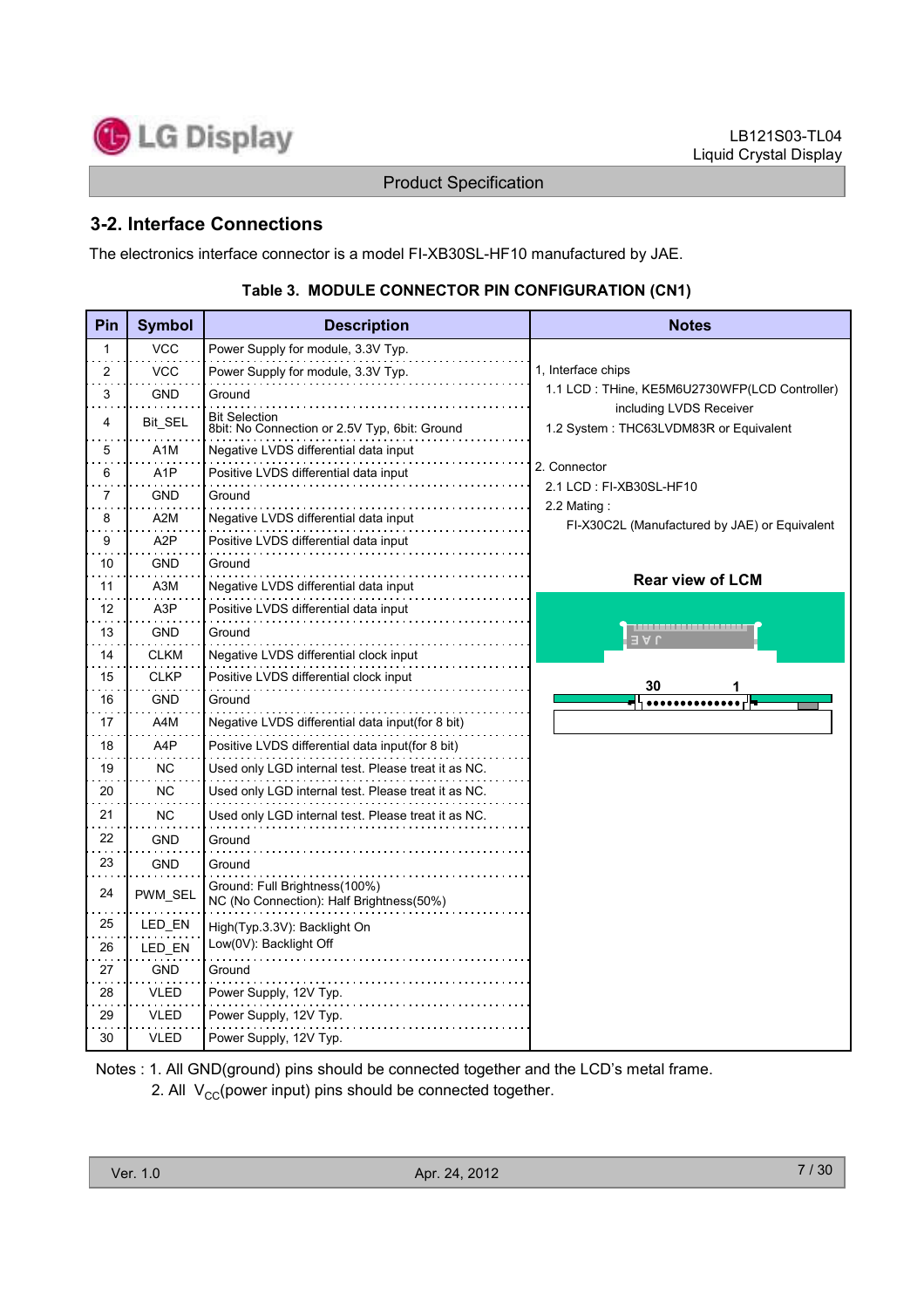## 3-2. Interface Connections

The electronics interface connector is a model FI-XB30SL-HF10 manufactured by JAE.

**Table 3. MODULE CONNECTOR PIN CONFIGURATION (CN1)**

| Pin | Symbol | Description |
|---|---|---|
| 1 | VCC | Power Supply for module, 3.3V Typ. |
| 2 | VCC | Power Supply for module, 3.3V Typ. |
| 3 | GND | Ground |
| 4 | Bit_SEL | Bit Selection<br>8bit: No Connection or 2.5V Typ, 6bit: Ground |
| 5 | A1M | Negative LVDS differential data input |
| 6 | A1P | Positive LVDS differential data input |
| 7 | GND | Ground |
| 8 | A2M | Negative LVDS differential data input |
| 9 | A2P | Positive LVDS differential data input |
| 10 | GND | Ground |
| 11 | A3M | Negative LVDS differential data input |
| 12 | A3P | Positive LVDS differential data input |
| 13 | GND | Ground |
| 14 | CLKM | Negative LVDS differential clock input |
| 15 | CLKP | Positive LVDS differential clock input |
| 16 | GND | Ground |
| 17 | A4M | Negative LVDS differential data input(for 8 bit) |
| 18 | A4P | Positive LVDS differential data input(for 8 bit) |
| 19 | NC | Used only LGD internal test. Please treat it as NC. |
| 20 | NC | Used only LGD internal test. Please treat it as NC. |
| 21 | NC | Used only LGD internal test. Please treat it as NC. |
| 22 | GND | Ground |
| 23 | GND | Ground |
| 24 | PWM_SEL | Ground: Full Brightness(100%)<br>NC (No Connection): Half Brightness(50%) |
| 25 | LED_EN | High(Typ.3.3V): Backlight On<br>Low(0V): Backlight Off |
| 26 | LED_EN | High(Typ.3.3V): Backlight On<br>Low(0V): Backlight Off |
| 27 | GND | Ground |
| 28 | VLED | Power Supply, 12V Typ. |
| 29 | VLED | Power Supply, 12V Typ. |
| 30 | VLED | Power Supply, 12V Typ. |

**Notes**

1, Interface chips
- 1.1 LCD : THine, KE5M6U2730WFP(LCD Controller) including LVDS Receiver
- 1.2 System : THC63LVDM83R or Equivalent

2. Connector
- 2.1 LCD : FI-XB30SL-HF10
- 2.2 Mating : FI-X30C2L (Manufactured by JAE) or Equivalent

**Rear view of LCM**

JAE

30 1

Notes : 1. All GND(ground) pins should be connected together and the LCD's metal frame.
2. All $V_{CC}$(power input) pins should be connected together.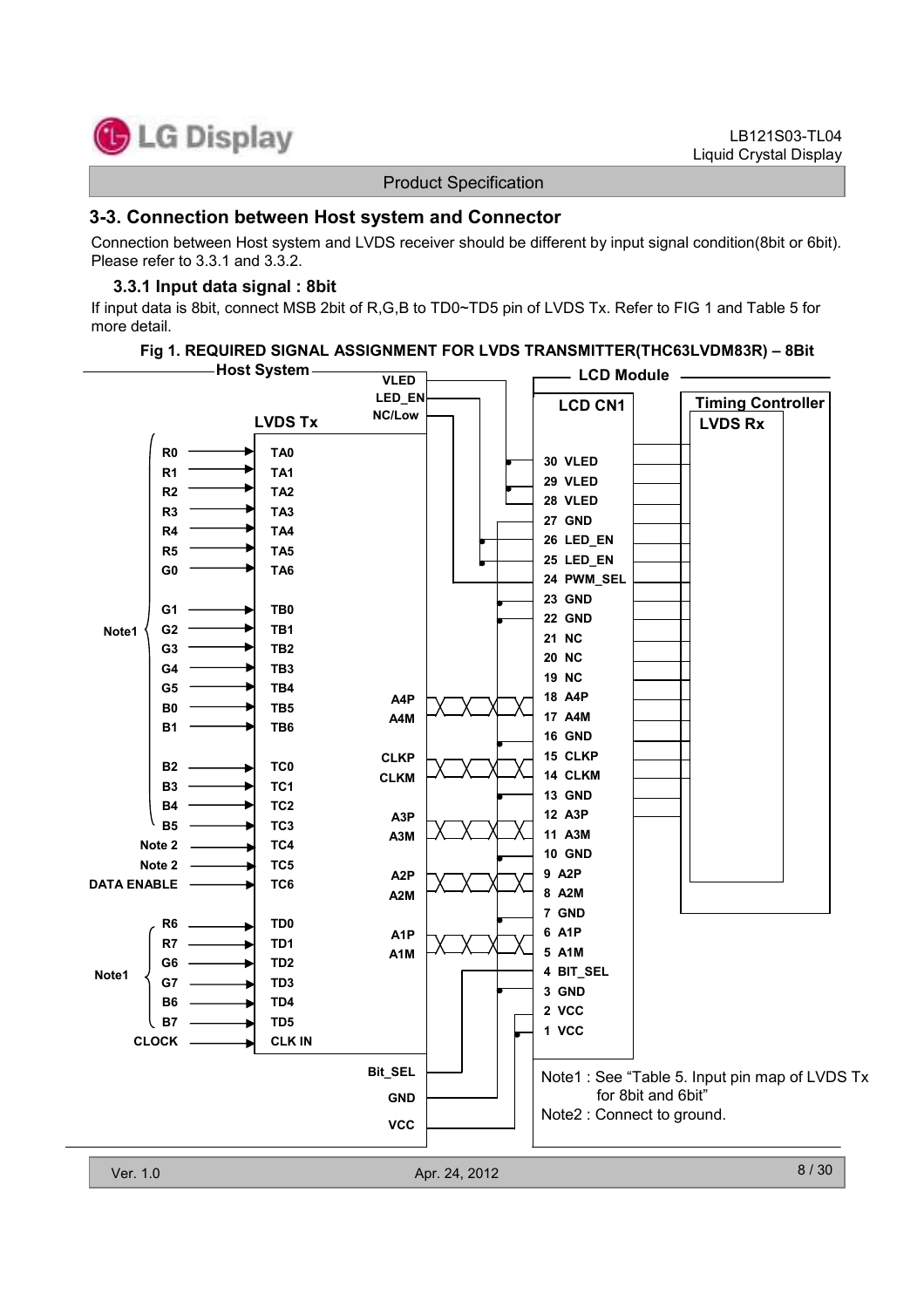## 3-3. Connection between Host system and Connector

Connection between Host system and LVDS receiver should be different by input signal condition(8bit or 6bit). Please refer to 3.3.1 and 3.3.2.

### 3.3.1 Input data signal : 8bit

If input data is 8bit, connect MSB 2bit of R,G,B to TD0~TD5 pin of LVDS Tx. Refer to FIG 1 and Table 5 for more detail.

**Fig 1. REQUIRED SIGNAL ASSIGNMENT FOR LVDS TRANSMITTER(THC63LVDM83R) – 8Bit**

Host System | LCD Module

LVDS Tx: VLED, LED_EN, NC/Low

| Input | LVDS Tx pin |
|---|---|
| R0 (Note1) | TA0 |
| R1 | TA1 |
| R2 | TA2 |
| R3 | TA3 |
| R4 | TA4 |
| R5 | TA5 |
| G0 | TA6 |
| G1 | TB0 |
| G2 | TB1 |
| G3 | TB2 |
| G4 | TB3 |
| G5 | TB4 |
| B0 | TB5 |
| B1 | TB6 |
| B2 | TC0 |
| B3 | TC1 |
| B4 | TC2 |
| B5 | TC3 |
| Note 2 | TC4 |
| Note 2 | TC5 |
| DATA ENABLE | TC6 |
| R6 (Note1) | TD0 |
| R7 | TD1 |
| G6 | TD2 |
| G7 | TD3 |
| B6 | TD4 |
| B7 | TD5 |
| CLOCK | CLK IN |

LVDS Tx outputs: A4P, A4M, CLKP, CLKM, A3P, A3M, A2P, A2M, A1P, A1M, Bit_SEL, GND, VCC

LCD CN1 (to Timing Controller LVDS Rx):

| Pin | Signal |
|---|---|
| 30 | VLED |
| 29 | VLED |
| 28 | VLED |
| 27 | GND |
| 26 | LED_EN |
| 25 | LED_EN |
| 24 | PWM_SEL |
| 23 | GND |
| 22 | GND |
| 21 | NC |
| 20 | NC |
| 19 | NC |
| 18 | A4P |
| 17 | A4M |
| 16 | GND |
| 15 | CLKP |
| 14 | CLKM |
| 13 | GND |
| 12 | A3P |
| 11 | A3M |
| 10 | GND |
| 9 | A2P |
| 8 | A2M |
| 7 | GND |
| 6 | A1P |
| 5 | A1M |
| 4 | BIT_SEL |
| 3 | GND |
| 2 | VCC |
| 1 | VCC |

Note1 : See "Table 5. Input pin map of LVDS Tx for 8bit and 6bit"

Note2 : Connect to ground.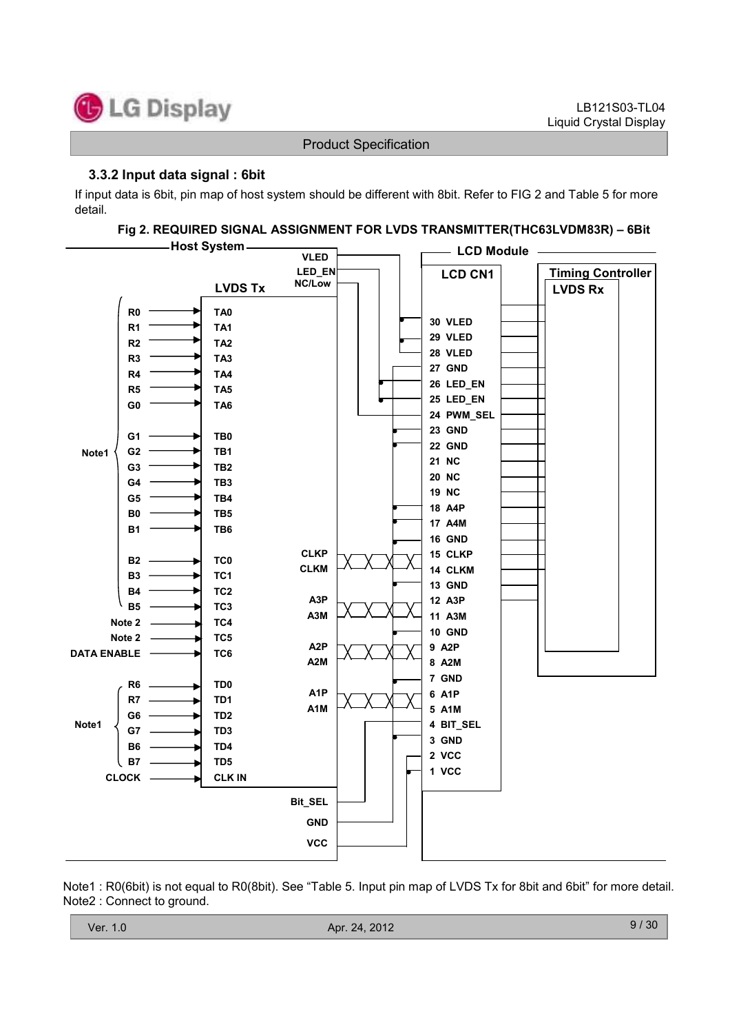### 3.3.2 Input data signal : 6bit

If input data is 6bit, pin map of host system should be different with 8bit. Refer to FIG 2 and Table 5 for more detail.

**Fig 2. REQUIRED SIGNAL ASSIGNMENT FOR LVDS TRANSMITTER(THC63LVDM83R) – 6Bit**

Host System — LVDS Tx

| Input | LVDS Tx |
|---|---|
| R0 | TA0 |
| R1 | TA1 |
| R2 | TA2 |
| R3 | TA3 |
| R4 | TA4 |
| R5 | TA5 |
| G0 | TA6 |
| G1 | TB0 |
| G2 | TB1 |
| G3 | TB2 |
| G4 | TB3 |
| G5 | TB4 |
| B0 | TB5 |
| B1 | TB6 |
| B2 | TC0 |
| B3 | TC1 |
| B4 | TC2 |
| B5 | TC3 |
| Note 2 | TC4 |
| Note 2 | TC5 |
| DATA ENABLE | TC6 |
| R6 | TD0 |
| R7 | TD1 |
| G6 | TD2 |
| G7 | TD3 |
| B6 | TD4 |
| B7 | TD5 |
| CLOCK | CLK IN |

(R0–B5: Note1; R6–B7: Note1)

Host outputs: VLED, LED_EN, NC/Low, CLKP, CLKM, A3P, A3M, A2P, A2M, A1P, A1M, Bit_SEL, GND, VCC

LCD Module — LCD CN1 → Timing Controller (LVDS Rx)

| Pin | Signal |
|---|---|
| 30 | VLED |
| 29 | VLED |
| 28 | VLED |
| 27 | GND |
| 26 | LED_EN |
| 25 | LED_EN |
| 24 | PWM_SEL |
| 23 | GND |
| 22 | GND |
| 21 | NC |
| 20 | NC |
| 19 | NC |
| 18 | A4P |
| 17 | A4M |
| 16 | GND |
| 15 | CLKP |
| 14 | CLKM |
| 13 | GND |
| 12 | A3P |
| 11 | A3M |
| 10 | GND |
| 9 | A2P |
| 8 | A2M |
| 7 | GND |
| 6 | A1P |
| 5 | A1M |
| 4 | BIT_SEL |
| 3 | GND |
| 2 | VCC |
| 1 | VCC |

Note1 : R0(6bit) is not equal to R0(8bit). See “Table 5. Input pin map of LVDS Tx for 8bit and 6bit” for more detail.
Note2 : Connect to ground.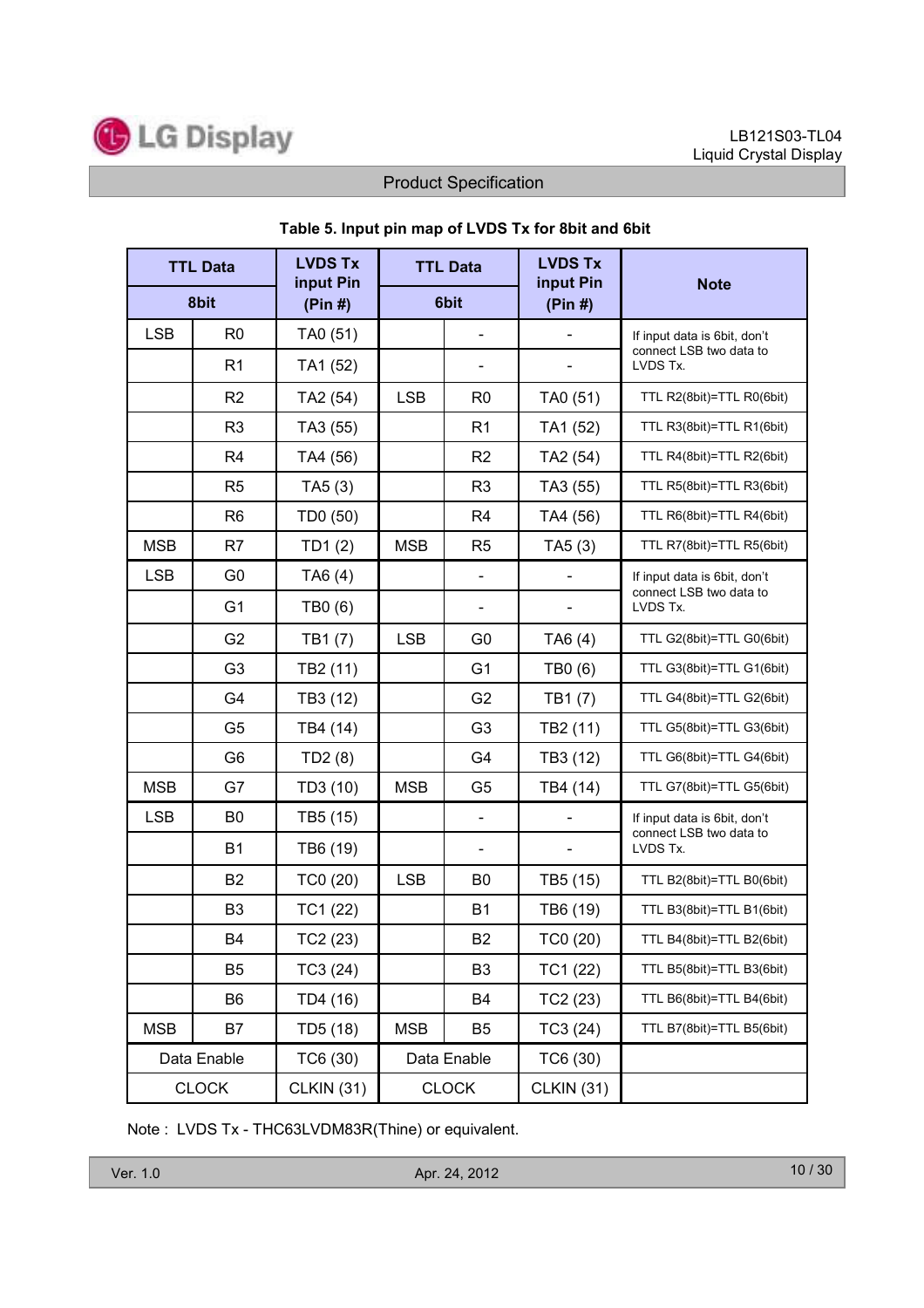**Table 5. Input pin map of LVDS Tx for 8bit and 6bit**

| TTL Data 8bit | | LVDS Tx input Pin (Pin #) | TTL Data 6bit | | LVDS Tx input Pin (Pin #) | Note |
|---|---|---|---|---|---|---|
| LSB | R0 | TA0 (51) | | - | - | If input data is 6bit, don't connect LSB two data to LVDS Tx. |
| | R1 | TA1 (52) | | - | - | |
| | R2 | TA2 (54) | LSB | R0 | TA0 (51) | TTL R2(8bit)=TTL R0(6bit) |
| | R3 | TA3 (55) | | R1 | TA1 (52) | TTL R3(8bit)=TTL R1(6bit) |
| | R4 | TA4 (56) | | R2 | TA2 (54) | TTL R4(8bit)=TTL R2(6bit) |
| | R5 | TA5 (3) | | R3 | TA3 (55) | TTL R5(8bit)=TTL R3(6bit) |
| | R6 | TD0 (50) | | R4 | TA4 (56) | TTL R6(8bit)=TTL R4(6bit) |
| MSB | R7 | TD1 (2) | MSB | R5 | TA5 (3) | TTL R7(8bit)=TTL R5(6bit) |
| LSB | G0 | TA6 (4) | | - | - | If input data is 6bit, don't connect LSB two data to LVDS Tx. |
| | G1 | TB0 (6) | | - | - | |
| | G2 | TB1 (7) | LSB | G0 | TA6 (4) | TTL G2(8bit)=TTL G0(6bit) |
| | G3 | TB2 (11) | | G1 | TB0 (6) | TTL G3(8bit)=TTL G1(6bit) |
| | G4 | TB3 (12) | | G2 | TB1 (7) | TTL G4(8bit)=TTL G2(6bit) |
| | G5 | TB4 (14) | | G3 | TB2 (11) | TTL G5(8bit)=TTL G3(6bit) |
| | G6 | TD2 (8) | | G4 | TB3 (12) | TTL G6(8bit)=TTL G4(6bit) |
| MSB | G7 | TD3 (10) | MSB | G5 | TB4 (14) | TTL G7(8bit)=TTL G5(6bit) |
| LSB | B0 | TB5 (15) | | - | - | If input data is 6bit, don't connect LSB two data to LVDS Tx. |
| | B1 | TB6 (19) | | - | - | |
| | B2 | TC0 (20) | LSB | B0 | TB5 (15) | TTL B2(8bit)=TTL B0(6bit) |
| | B3 | TC1 (22) | | B1 | TB6 (19) | TTL B3(8bit)=TTL B1(6bit) |
| | B4 | TC2 (23) | | B2 | TC0 (20) | TTL B4(8bit)=TTL B2(6bit) |
| | B5 | TC3 (24) | | B3 | TC1 (22) | TTL B5(8bit)=TTL B3(6bit) |
| | B6 | TD4 (16) | | B4 | TC2 (23) | TTL B6(8bit)=TTL B4(6bit) |
| MSB | B7 | TD5 (18) | MSB | B5 | TC3 (24) | TTL B7(8bit)=TTL B5(6bit) |
| Data Enable | | TC6 (30) | Data Enable | | TC6 (30) | |
| CLOCK | | CLKIN (31) | CLOCK | | CLKIN (31) | |

Note : LVDS Tx - THC63LVDM83R(Thine) or equivalent.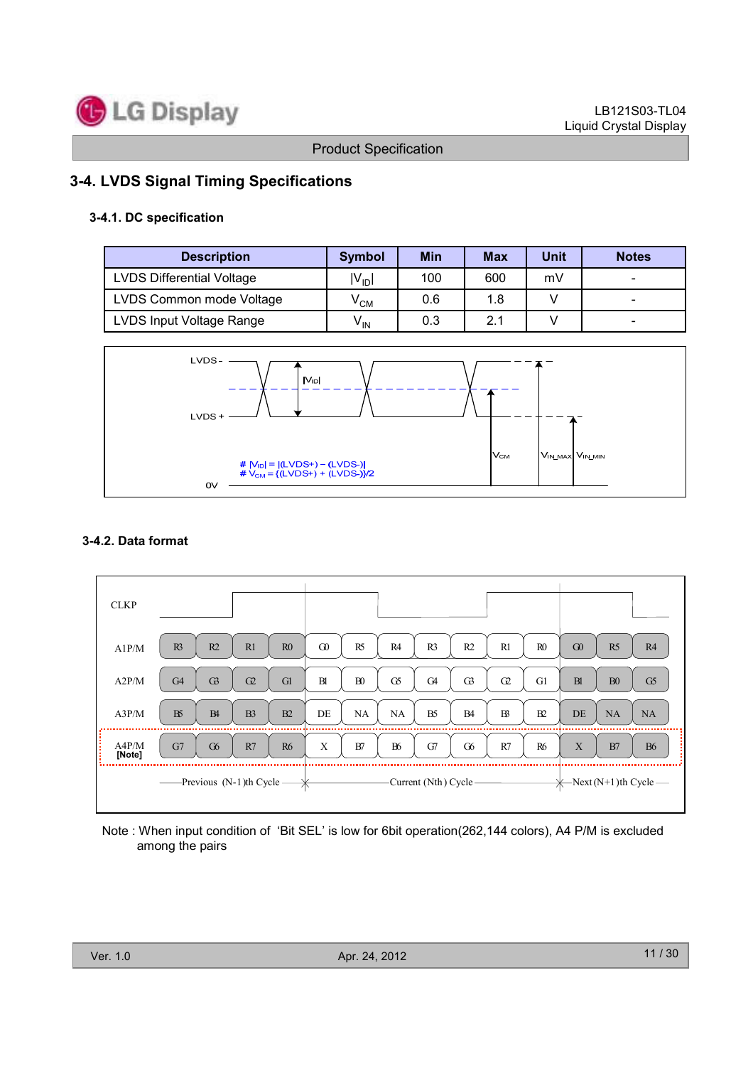## 3-4. LVDS Signal Timing Specifications

### 3-4.1. DC specification

| Description | Symbol | Min | Max | Unit | Notes |
|---|---|---|---|---|---|
| LVDS Differential Voltage | $\|V_{ID}\|$ | 100 | 600 | mV | - |
| LVDS Common mode Voltage | $V_{CM}$ | 0.6 | 1.8 | V | - |
| LVDS Input Voltage Range | $V_{IN}$ | 0.3 | 2.1 | V | - |

LVDS -

LVDS +

$|V_{ID}|$

$V_{CM}$

$V_{IN\_MAX}$ $V_{IN\_MIN}$

0V

# $|V_{ID}| = |(LVDS+) - (LVDS-)|$
# $V_{CM} = \{(LVDS+) + (LVDS-)\}/2$

### 3-4.2. Data format

| CLKP | | | | | | | | | | | | | | |
|---|---|---|---|---|---|---|---|---|---|---|---|---|---|---|
| A1P/M | R3 | R2 | R1 | R0 | G0 | R5 | R4 | R3 | R2 | R1 | R0 | G0 | R5 | R4 |
| A2P/M | G4 | G3 | G2 | G1 | B1 | B0 | G5 | G4 | G3 | G2 | G1 | B1 | B0 | G5 |
| A3P/M | B5 | B4 | B3 | B2 | DE | NA | NA | B5 | B4 | B3 | B2 | DE | NA | NA |
| A4P/M [Note] | G7 | G6 | R7 | R6 | X | B7 | B6 | G7 | G6 | R7 | R6 | X | B7 | B6 |

Previous (N-1)th Cycle — Current (Nth) Cycle — Next (N+1)th Cycle

Note : When input condition of 'Bit SEL' is low for 6bit operation(262,144 colors), A4 P/M is excluded among the pairs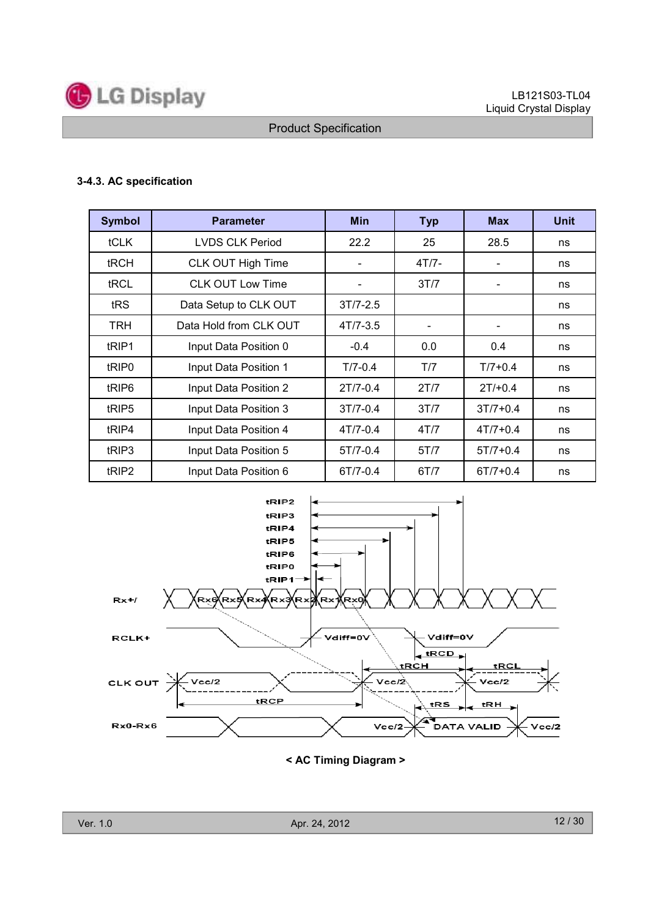### 3-4.3. AC specification

| Symbol | Parameter | Min | Typ | Max | Unit |
|---|---|---|---|---|---|
| tCLK | LVDS CLK Period | 22.2 | 25 | 28.5 | ns |
| tRCH | CLK OUT High Time | - | 4T/7- | - | ns |
| tRCL | CLK OUT Low Time | - | 3T/7 | - | ns |
| tRS | Data Setup to CLK OUT | 3T/7-2.5 | | | ns |
| TRH | Data Hold from CLK OUT | 4T/7-3.5 | - | - | ns |
| tRIP1 | Input Data Position 0 | -0.4 | 0.0 | 0.4 | ns |
| tRIP0 | Input Data Position 1 | T/7-0.4 | T/7 | T/7+0.4 | ns |
| tRIP6 | Input Data Position 2 | 2T/7-0.4 | 2T/7 | 2T/+0.4 | ns |
| tRIP5 | Input Data Position 3 | 3T/7-0.4 | 3T/7 | 3T/7+0.4 | ns |
| tRIP4 | Input Data Position 4 | 4T/7-0.4 | 4T/7 | 4T/7+0.4 | ns |
| tRIP3 | Input Data Position 5 | 5T/7-0.4 | 5T/7 | 5T/7+0.4 | ns |
| tRIP2 | Input Data Position 6 | 6T/7-0.4 | 6T/7 | 6T/7+0.4 | ns |

< AC Timing Diagram >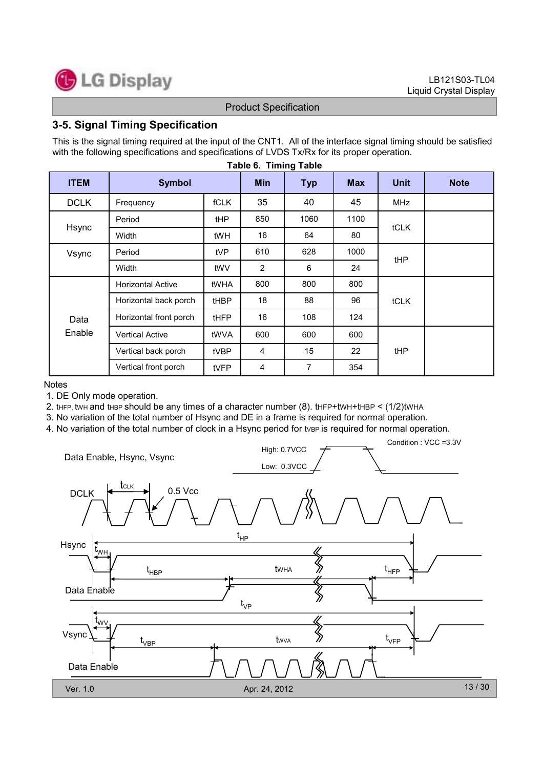## 3-5. Signal Timing Specification

This is the signal timing required at the input of the CNT1. All of the interface signal timing should be satisfied with the following specifications and specifications of LVDS Tx/Rx for its proper operation.

**Table 6. Timing Table**

| ITEM | Symbol | | Min | Typ | Max | Unit | Note |
|---|---|---|---|---|---|---|---|
| DCLK | Frequency | fCLK | 35 | 40 | 45 | MHz | |
| Hsync | Period | tHP | 850 | 1060 | 1100 | tCLK | |
| | Width | tWH | 16 | 64 | 80 | | |
| Vsync | Period | tVP | 610 | 628 | 1000 | tHP | |
| | Width | tWV | 2 | 6 | 24 | | |
| Data Enable | Horizontal Active | tWHA | 800 | 800 | 800 | tCLK | |
| | Horizontal back porch | tHBP | 18 | 88 | 96 | | |
| | Horizontal front porch | tHFP | 16 | 108 | 124 | | |
| | Vertical Active | tWVA | 600 | 600 | 600 | tHP | |
| | Vertical back porch | tVBP | 4 | 15 | 22 | | |
| | Vertical front porch | tVFP | 4 | 7 | 354 | | |

Notes
1. DE Only mode operation.
2. tHFP, tWH and tHBP should be any times of a character number (8). tHFP+tWH+tHBP < (1/2)tWHA
3. No variation of the total number of Hsync and DE in a frame is required for normal operation.
4. No variation of the total number of clock in a Hsync period for tVBP is required for normal operation.

Condition : VCC =3.3V

Data Enable, Hsync, Vsync — High: 0.7VCC, Low: 0.3VCC

DCLK — $t_{CLK}$, 0.5 Vcc

Hsync — $t_{HP}$, $t_{WH}$, $t_{HBP}$, tWHA, $t_{HFP}$ — Data Enable

Vsync — $t_{VP}$, $t_{WV}$, $t_{VBP}$, tWVA, $t_{VFP}$ — Data Enable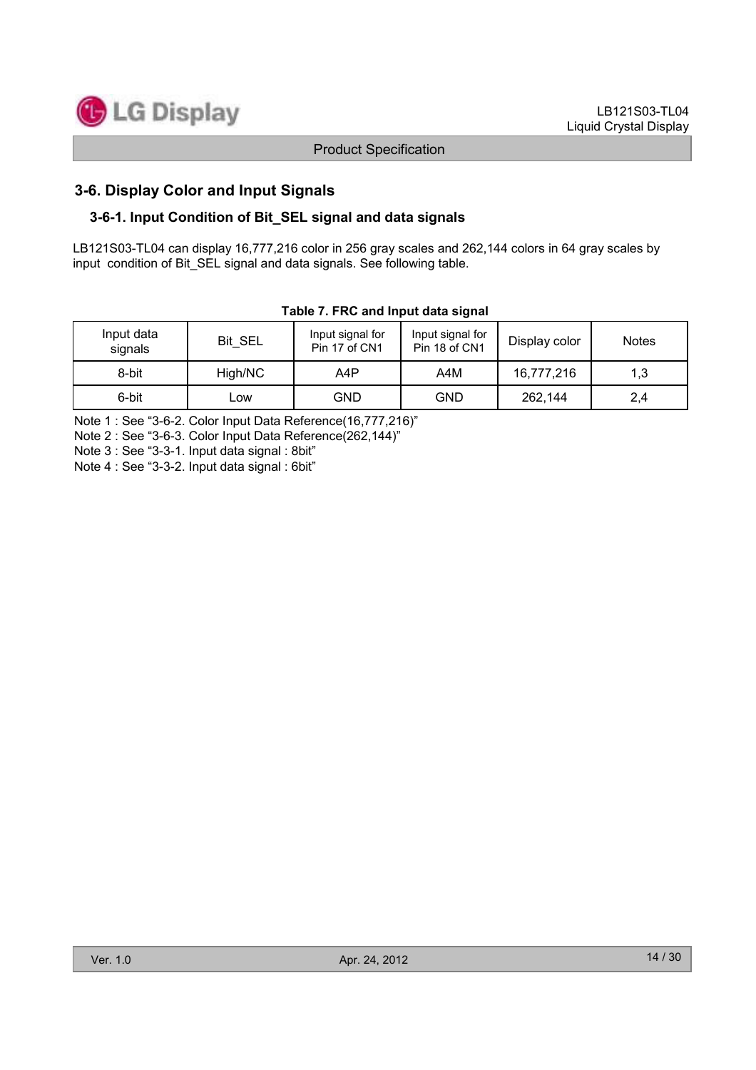## 3-6. Display Color and Input Signals

### 3-6-1. Input Condition of Bit_SEL signal and data signals

LB121S03-TL04 can display 16,777,216 color in 256 gray scales and 262,144 colors in 64 gray scales by input condition of Bit_SEL signal and data signals. See following table.

**Table 7. FRC and Input data signal**

| Input data signals | Bit_SEL | Input signal for Pin 17 of CN1 | Input signal for Pin 18 of CN1 | Display color | Notes |
|---|---|---|---|---|---|
| 8-bit | High/NC | A4P | A4M | 16,777,216 | 1,3 |
| 6-bit | Low | GND | GND | 262,144 | 2,4 |

Note 1 : See "3-6-2. Color Input Data Reference(16,777,216)"
Note 2 : See "3-6-3. Color Input Data Reference(262,144)"
Note 3 : See "3-3-1. Input data signal : 8bit"
Note 4 : See "3-3-2. Input data signal : 6bit"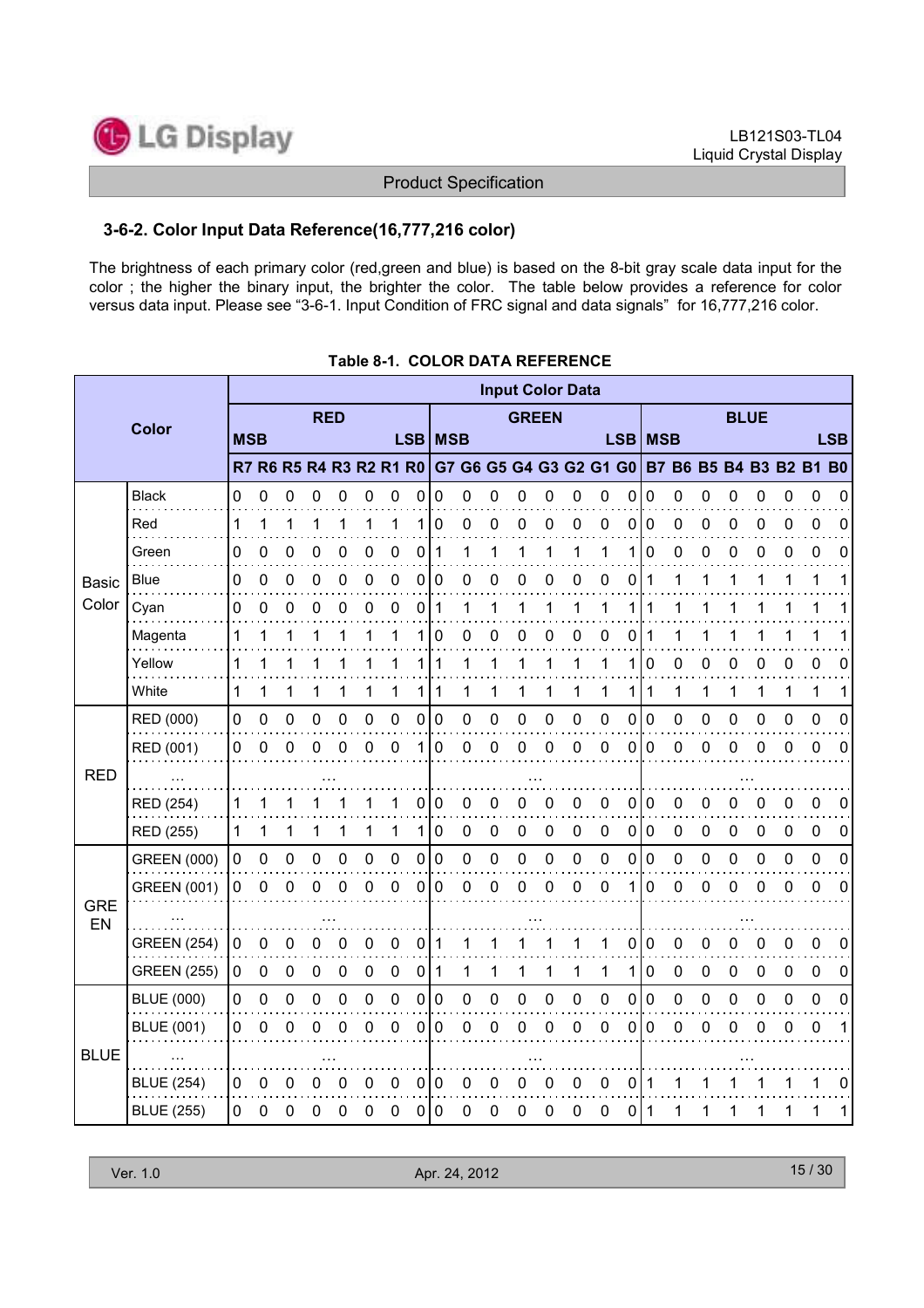### 3-6-2. Color Input Data Reference(16,777,216 color)

The brightness of each primary color (red,green and blue) is based on the 8-bit gray scale data input for the color ; the higher the binary input, the brighter the color. The table below provides a reference for color versus data input. Please see "3-6-1. Input Condition of FRC signal and data signals" for 16,777,216 color.

**Table 8-1. COLOR DATA REFERENCE**

| Color | | Input Color Data | | | | | | | | | | | | | | | | | | | | | | | |
|---|---|---|---|---|---|---|---|---|---|---|---|---|---|---|---|---|---|---|---|---|---|---|---|---|---|
| | | RED | | | | | | | | GREEN | | | | | | | | BLUE | | | | | | | |
| | | MSB | | | | | | | LSB | MSB | | | | | | | LSB | MSB | | | | | | | LSB |
| | | R7 | R6 | R5 | R4 | R3 | R2 | R1 | R0 | G7 | G6 | G5 | G4 | G3 | G2 | G1 | G0 | B7 | B6 | B5 | B4 | B3 | B2 | B1 | B0 |
| Basic Color | Black | 0 | 0 | 0 | 0 | 0 | 0 | 0 | 0 | 0 | 0 | 0 | 0 | 0 | 0 | 0 | 0 | 0 | 0 | 0 | 0 | 0 | 0 | 0 | 0 |
| | Red | 1 | 1 | 1 | 1 | 1 | 1 | 1 | 1 | 0 | 0 | 0 | 0 | 0 | 0 | 0 | 0 | 0 | 0 | 0 | 0 | 0 | 0 | 0 | 0 |
| | Green | 0 | 0 | 0 | 0 | 0 | 0 | 0 | 0 | 1 | 1 | 1 | 1 | 1 | 1 | 1 | 1 | 0 | 0 | 0 | 0 | 0 | 0 | 0 | 0 |
| | Blue | 0 | 0 | 0 | 0 | 0 | 0 | 0 | 0 | 0 | 0 | 0 | 0 | 0 | 0 | 0 | 0 | 1 | 1 | 1 | 1 | 1 | 1 | 1 | 1 |
| | Cyan | 0 | 0 | 0 | 0 | 0 | 0 | 0 | 0 | 1 | 1 | 1 | 1 | 1 | 1 | 1 | 1 | 1 | 1 | 1 | 1 | 1 | 1 | 1 | 1 |
| | Magenta | 1 | 1 | 1 | 1 | 1 | 1 | 1 | 1 | 0 | 0 | 0 | 0 | 0 | 0 | 0 | 0 | 1 | 1 | 1 | 1 | 1 | 1 | 1 | 1 |
| | Yellow | 1 | 1 | 1 | 1 | 1 | 1 | 1 | 1 | 1 | 1 | 1 | 1 | 1 | 1 | 1 | 1 | 0 | 0 | 0 | 0 | 0 | 0 | 0 | 0 |
| | White | 1 | 1 | 1 | 1 | 1 | 1 | 1 | 1 | 1 | 1 | 1 | 1 | 1 | 1 | 1 | 1 | 1 | 1 | 1 | 1 | 1 | 1 | 1 | 1 |
| RED | RED (000) | 0 | 0 | 0 | 0 | 0 | 0 | 0 | 0 | 0 | 0 | 0 | 0 | 0 | 0 | 0 | 0 | 0 | 0 | 0 | 0 | 0 | 0 | 0 | 0 |
| | RED (001) | 0 | 0 | 0 | 0 | 0 | 0 | 0 | 1 | 0 | 0 | 0 | 0 | 0 | 0 | 0 | 0 | 0 | 0 | 0 | 0 | 0 | 0 | 0 | 0 |
| | ... | ... | | | | | | | | ... | | | | | | | | ... | | | | | | | |
| | RED (254) | 1 | 1 | 1 | 1 | 1 | 1 | 1 | 0 | 0 | 0 | 0 | 0 | 0 | 0 | 0 | 0 | 0 | 0 | 0 | 0 | 0 | 0 | 0 | 0 |
| | RED (255) | 1 | 1 | 1 | 1 | 1 | 1 | 1 | 1 | 0 | 0 | 0 | 0 | 0 | 0 | 0 | 0 | 0 | 0 | 0 | 0 | 0 | 0 | 0 | 0 |
| GREEN | GREEN (000) | 0 | 0 | 0 | 0 | 0 | 0 | 0 | 0 | 0 | 0 | 0 | 0 | 0 | 0 | 0 | 0 | 0 | 0 | 0 | 0 | 0 | 0 | 0 | 0 |
| | GREEN (001) | 0 | 0 | 0 | 0 | 0 | 0 | 0 | 0 | 0 | 0 | 0 | 0 | 0 | 0 | 0 | 1 | 0 | 0 | 0 | 0 | 0 | 0 | 0 | 0 |
| | ... | ... | | | | | | | | ... | | | | | | | | ... | | | | | | | |
| | GREEN (254) | 0 | 0 | 0 | 0 | 0 | 0 | 0 | 0 | 1 | 1 | 1 | 1 | 1 | 1 | 1 | 0 | 0 | 0 | 0 | 0 | 0 | 0 | 0 | 0 |
| | GREEN (255) | 0 | 0 | 0 | 0 | 0 | 0 | 0 | 0 | 1 | 1 | 1 | 1 | 1 | 1 | 1 | 1 | 0 | 0 | 0 | 0 | 0 | 0 | 0 | 0 |
| BLUE | BLUE (000) | 0 | 0 | 0 | 0 | 0 | 0 | 0 | 0 | 0 | 0 | 0 | 0 | 0 | 0 | 0 | 0 | 0 | 0 | 0 | 0 | 0 | 0 | 0 | 0 |
| | BLUE (001) | 0 | 0 | 0 | 0 | 0 | 0 | 0 | 0 | 0 | 0 | 0 | 0 | 0 | 0 | 0 | 0 | 0 | 0 | 0 | 0 | 0 | 0 | 0 | 1 |
| | ... | ... | | | | | | | | ... | | | | | | | | ... | | | | | | | |
| | BLUE (254) | 0 | 0 | 0 | 0 | 0 | 0 | 0 | 0 | 0 | 0 | 0 | 0 | 0 | 0 | 0 | 0 | 1 | 1 | 1 | 1 | 1 | 1 | 1 | 0 |
| | BLUE (255) | 0 | 0 | 0 | 0 | 0 | 0 | 0 | 0 | 0 | 0 | 0 | 0 | 0 | 0 | 0 | 0 | 1 | 1 | 1 | 1 | 1 | 1 | 1 | 1 |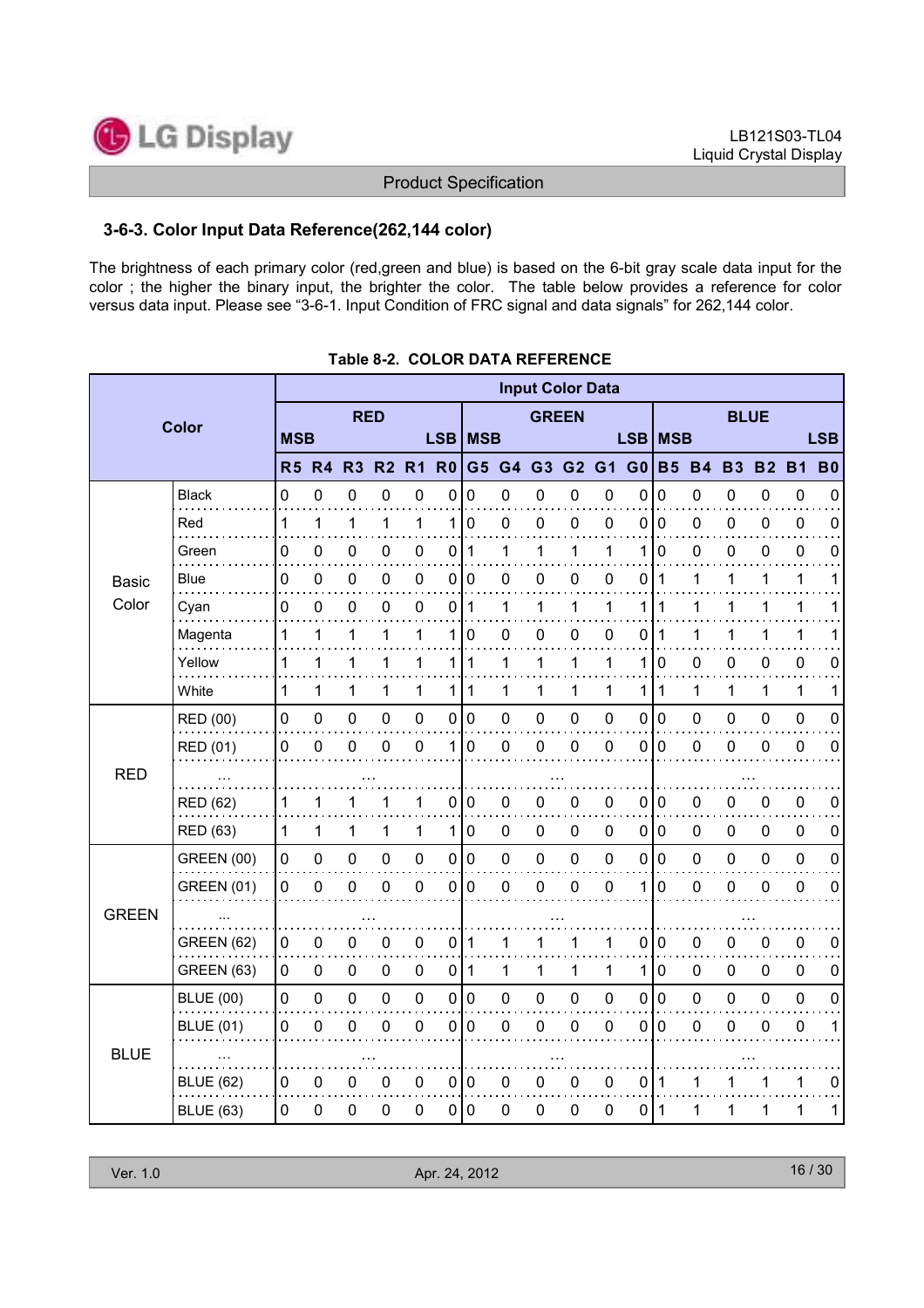### 3-6-3. Color Input Data Reference(262,144 color)

The brightness of each primary color (red,green and blue) is based on the 6-bit gray scale data input for the color ; the higher the binary input, the brighter the color. The table below provides a reference for color versus data input. Please see "3-6-1. Input Condition of FRC signal and data signals" for 262,144 color.

**Table 8-2. COLOR DATA REFERENCE**

| Color | | Input Color Data | | | | | | | | | | | | | | | | | |
|---|---|---|---|---|---|---|---|---|---|---|---|---|---|---|---|---|---|---|---|
| | | RED | | | | | | GREEN | | | | | | BLUE | | | | | |
| | | MSB | | | | | LSB | MSB | | | | | LSB | MSB | | | | | LSB |
| | | R5 | R4 | R3 | R2 | R1 | R0 | G5 | G4 | G3 | G2 | G1 | G0 | B5 | B4 | B3 | B2 | B1 | B0 |
| Basic Color | Black | 0 | 0 | 0 | 0 | 0 | 0 | 0 | 0 | 0 | 0 | 0 | 0 | 0 | 0 | 0 | 0 | 0 | 0 |
| | Red | 1 | 1 | 1 | 1 | 1 | 1 | 0 | 0 | 0 | 0 | 0 | 0 | 0 | 0 | 0 | 0 | 0 | 0 |
| | Green | 0 | 0 | 0 | 0 | 0 | 0 | 1 | 1 | 1 | 1 | 1 | 1 | 0 | 0 | 0 | 0 | 0 | 0 |
| | Blue | 0 | 0 | 0 | 0 | 0 | 0 | 0 | 0 | 0 | 0 | 0 | 0 | 1 | 1 | 1 | 1 | 1 | 1 |
| | Cyan | 0 | 0 | 0 | 0 | 0 | 0 | 1 | 1 | 1 | 1 | 1 | 1 | 1 | 1 | 1 | 1 | 1 | 1 |
| | Magenta | 1 | 1 | 1 | 1 | 1 | 1 | 0 | 0 | 0 | 0 | 0 | 0 | 1 | 1 | 1 | 1 | 1 | 1 |
| | Yellow | 1 | 1 | 1 | 1 | 1 | 1 | 1 | 1 | 1 | 1 | 1 | 1 | 0 | 0 | 0 | 0 | 0 | 0 |
| | White | 1 | 1 | 1 | 1 | 1 | 1 | 1 | 1 | 1 | 1 | 1 | 1 | 1 | 1 | 1 | 1 | 1 | 1 |
| RED | RED (00) | 0 | 0 | 0 | 0 | 0 | 0 | 0 | 0 | 0 | 0 | 0 | 0 | 0 | 0 | 0 | 0 | 0 | 0 |
| | RED (01) | 0 | 0 | 0 | 0 | 0 | 1 | 0 | 0 | 0 | 0 | 0 | 0 | 0 | 0 | 0 | 0 | 0 | 0 |
| | ... | ... | | | | | | ... | | | | | | ... | | | | | |
| | RED (62) | 1 | 1 | 1 | 1 | 1 | 0 | 0 | 0 | 0 | 0 | 0 | 0 | 0 | 0 | 0 | 0 | 0 | 0 |
| | RED (63) | 1 | 1 | 1 | 1 | 1 | 1 | 0 | 0 | 0 | 0 | 0 | 0 | 0 | 0 | 0 | 0 | 0 | 0 |
| GREEN | GREEN (00) | 0 | 0 | 0 | 0 | 0 | 0 | 0 | 0 | 0 | 0 | 0 | 0 | 0 | 0 | 0 | 0 | 0 | 0 |
| | GREEN (01) | 0 | 0 | 0 | 0 | 0 | 0 | 0 | 0 | 0 | 0 | 0 | 1 | 0 | 0 | 0 | 0 | 0 | 0 |
| | ... | ... | | | | | | ... | | | | | | ... | | | | | |
| | GREEN (62) | 0 | 0 | 0 | 0 | 0 | 0 | 1 | 1 | 1 | 1 | 1 | 0 | 0 | 0 | 0 | 0 | 0 | 0 |
| | GREEN (63) | 0 | 0 | 0 | 0 | 0 | 0 | 1 | 1 | 1 | 1 | 1 | 1 | 0 | 0 | 0 | 0 | 0 | 0 |
| BLUE | BLUE (00) | 0 | 0 | 0 | 0 | 0 | 0 | 0 | 0 | 0 | 0 | 0 | 0 | 0 | 0 | 0 | 0 | 0 | 0 |
| | BLUE (01) | 0 | 0 | 0 | 0 | 0 | 0 | 0 | 0 | 0 | 0 | 0 | 0 | 0 | 0 | 0 | 0 | 0 | 1 |
| | ... | ... | | | | | | ... | | | | | | ... | | | | | |
| | BLUE (62) | 0 | 0 | 0 | 0 | 0 | 0 | 0 | 0 | 0 | 0 | 0 | 0 | 1 | 1 | 1 | 1 | 1 | 0 |
| | BLUE (63) | 0 | 0 | 0 | 0 | 0 | 0 | 0 | 0 | 0 | 0 | 0 | 0 | 1 | 1 | 1 | 1 | 1 | 1 |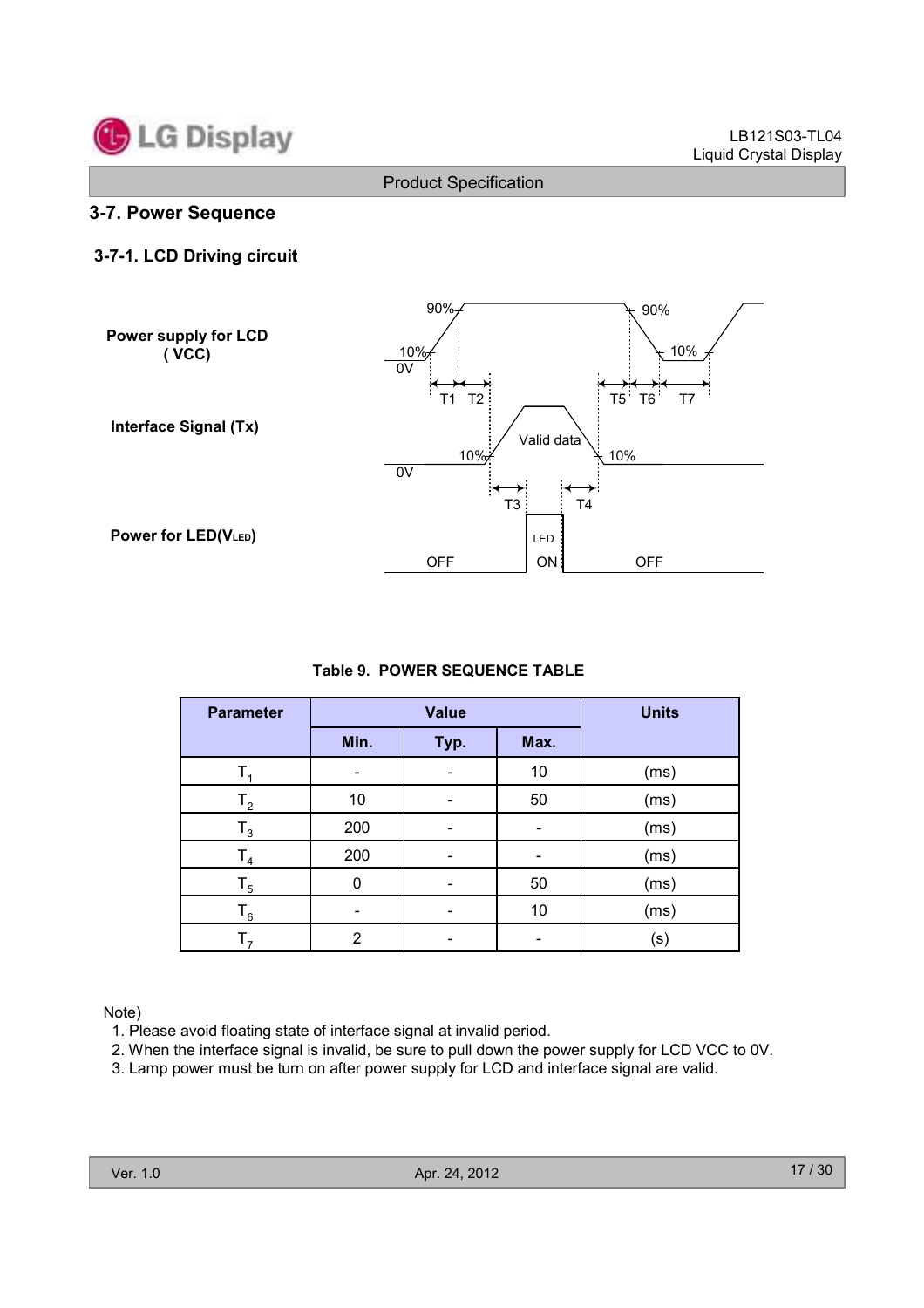## 3-7. Power Sequence

### 3-7-1. LCD Driving circuit

Power supply for LCD
( VCC)

90% 90%
10% 10%
0V
T1 T2 T5 T6 T7

Interface Signal (Tx)

Valid data
10% 10%
0V
T3 T4

Power for LED($V_{LED}$)

LED
OFF ON OFF

**Table 9. POWER SEQUENCE TABLE**

| Parameter | Value | | | Units |
|---|---|---|---|---|
| | Min. | Typ. | Max. | |
| $T_1$ | - | - | 10 | (ms) |
| $T_2$ | 10 | - | 50 | (ms) |
| $T_3$ | 200 | - | - | (ms) |
| $T_4$ | 200 | - | - | (ms) |
| $T_5$ | 0 | - | 50 | (ms) |
| $T_6$ | - | - | 10 | (ms) |
| $T_7$ | 2 | - | - | (s) |

Note)
1. Please avoid floating state of interface signal at invalid period.
2. When the interface signal is invalid, be sure to pull down the power supply for LCD VCC to 0V.
3. Lamp power must be turn on after power supply for LCD and interface signal are valid.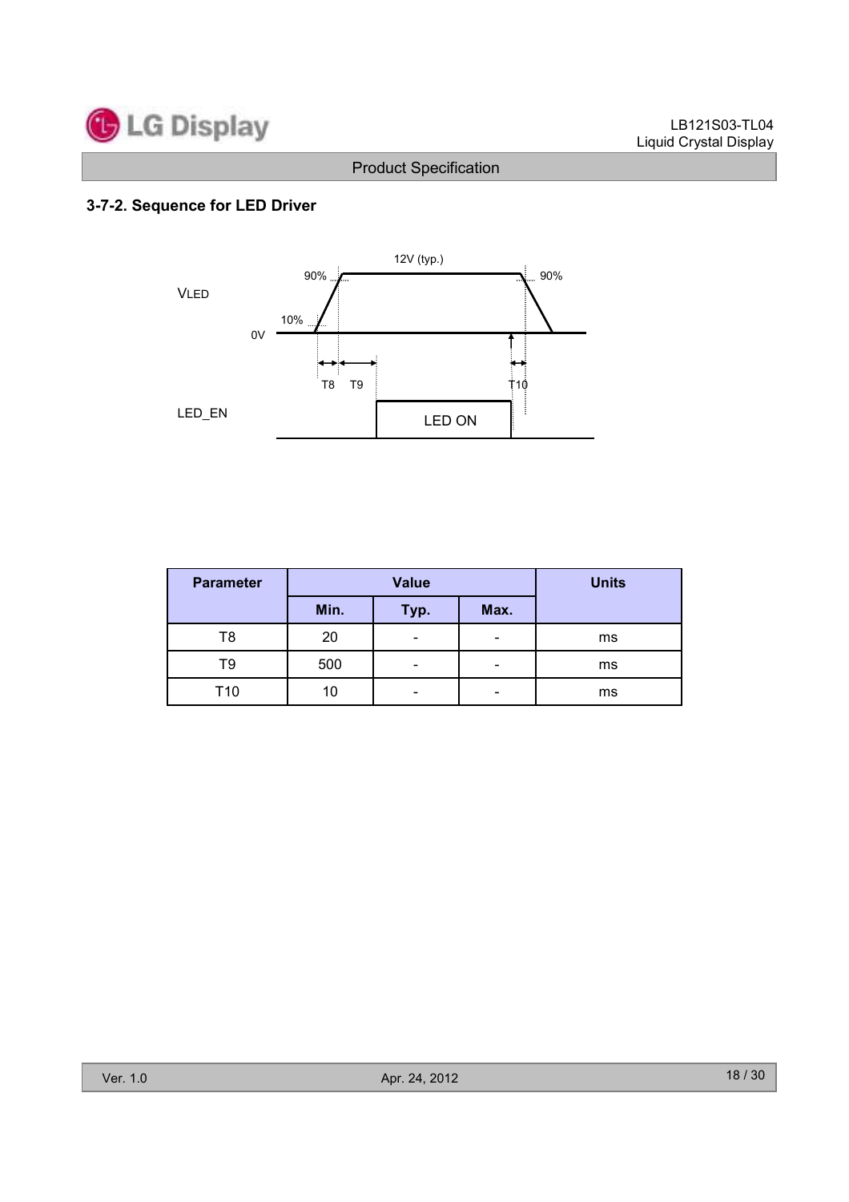### 3-7-2. Sequence for LED Driver

VLED

12V (typ.)

90%

90%

10%

0V

T8 T9

T10

LED_EN

LED ON

| Parameter | Value | | | Units |
|---|---|---|---|---|
| | Min. | Typ. | Max. | |
| T8 | 20 | - | - | ms |
| T9 | 500 | - | - | ms |
| T10 | 10 | - | - | ms |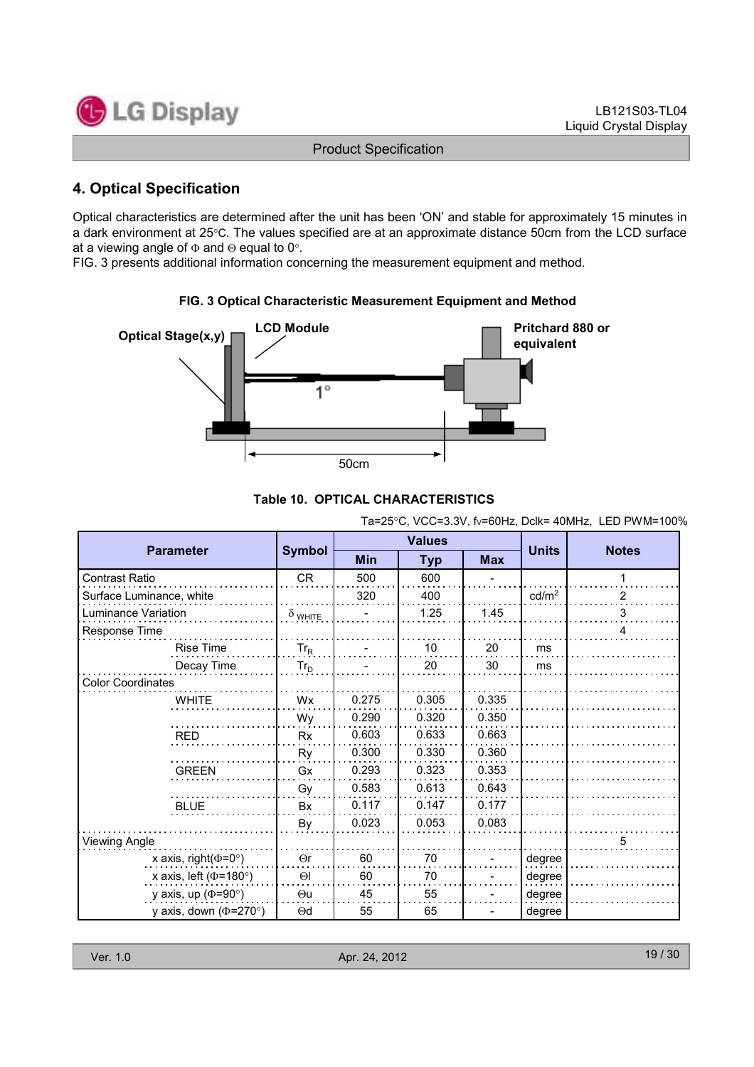## 4. Optical Specification

Optical characteristics are determined after the unit has been 'ON' and stable for approximately 15 minutes in a dark environment at 25°C. The values specified are at an approximate distance 50cm from the LCD surface at a viewing angle of Φ and Θ equal to 0°.
FIG. 3 presents additional information concerning the measurement equipment and method.

**FIG. 3 Optical Characteristic Measurement Equipment and Method**

Optical Stage(x,y) | LCD Module | Pritchard 880 or equivalent | 1° | 50cm

**Table 10. OPTICAL CHARACTERISTICS**

Ta=25°C, VCC=3.3V, fv=60Hz, Dclk= 40MHz, LED PWM=100%

| Parameter | | Symbol | Values | | | Units | Notes |
|---|---|---|---|---|---|---|---|
| | | | Min | Typ | Max | | |
| Contrast Ratio | | CR | 500 | 600 | - | | 1 |
| Surface Luminance, white | | | 320 | 400 | | cd/m² | 2 |
| Luminance Variation | | $\delta_{WHITE}$ | - | 1.25 | 1.45 | | 3 |
| Response Time | | | | | | | 4 |
| | Rise Time | $Tr_R$ | - | 10 | 20 | ms | |
| | Decay Time | $Tr_D$ | - | 20 | 30 | ms | |
| Color Coordinates | | | | | | | |
| | WHITE | Wx | 0.275 | 0.305 | 0.335 | | |
| | | Wy | 0.290 | 0.320 | 0.350 | | |
| | RED | Rx | 0.603 | 0.633 | 0.663 | | |
| | | Ry | 0.300 | 0.330 | 0.360 | | |
| | GREEN | Gx | 0.293 | 0.323 | 0.353 | | |
| | | Gy | 0.583 | 0.613 | 0.643 | | |
| | BLUE | Bx | 0.117 | 0.147 | 0.177 | | |
| | | By | 0.023 | 0.053 | 0.083 | | |
| Viewing Angle | | | | | | | 5 |
| | x axis, right(Φ=0°) | Θr | 60 | 70 | - | degree | |
| | x axis, left (Φ=180°) | Θl | 60 | 70 | - | degree | |
| | y axis, up (Φ=90°) | Θu | 45 | 55 | - | degree | |
| | y axis, down (Φ=270°) | Θd | 55 | 65 | - | degree | |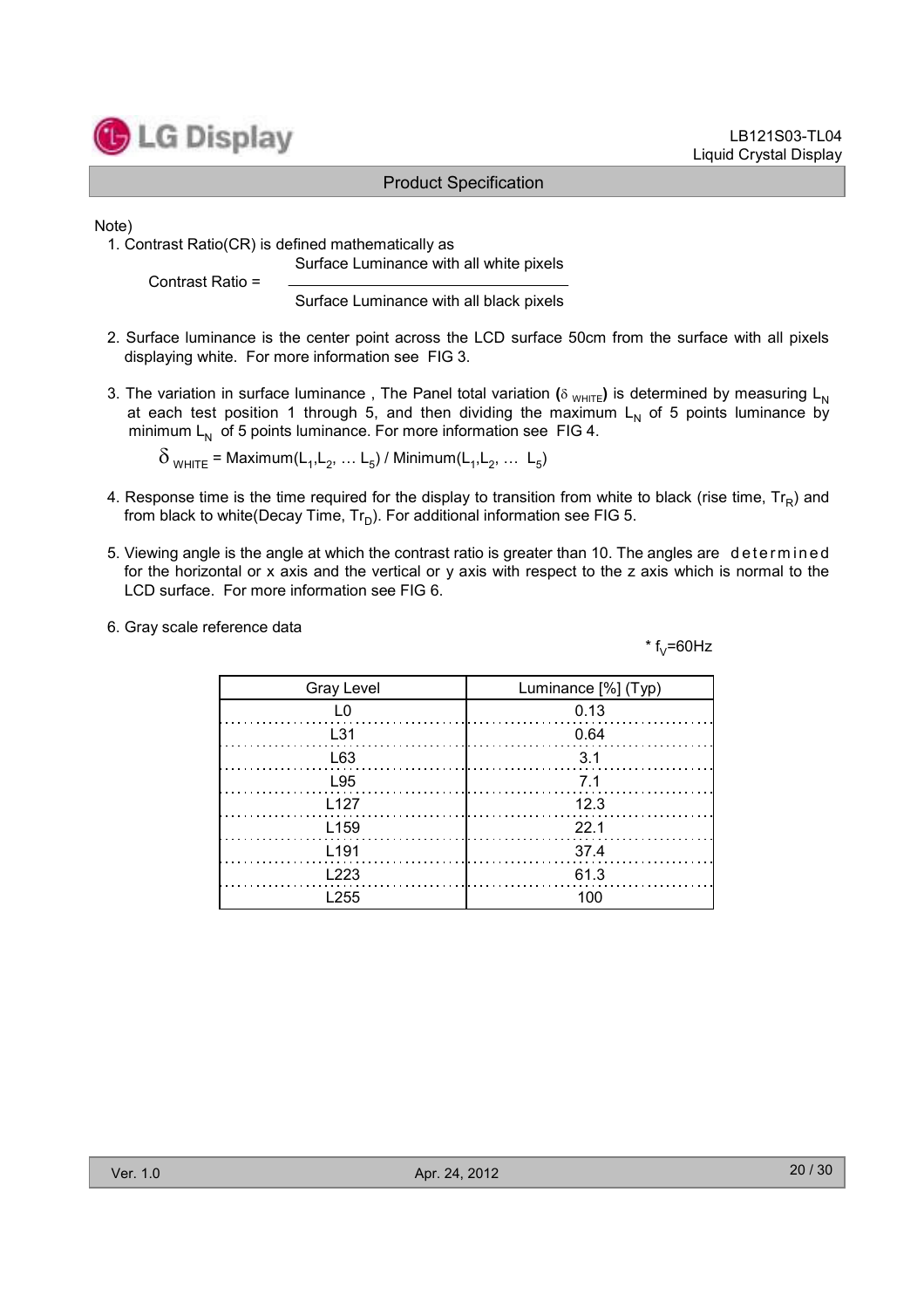Note)

1. Contrast Ratio(CR) is defined mathematically as

$$\text{Contrast Ratio} = \frac{\text{Surface Luminance with all white pixels}}{\text{Surface Luminance with all black pixels}}$$

2. Surface luminance is the center point across the LCD surface 50cm from the surface with all pixels displaying white. For more information see FIG 3.

3. The variation in surface luminance , The Panel total variation ($\delta_{WHITE}$) is determined by measuring $L_N$ at each test position 1 through 5, and then dividing the maximum $L_N$ of 5 points luminance by minimum $L_N$ of 5 points luminance. For more information see FIG 4.

   $$\delta_{WHITE} = \text{Maximum}(L_1, L_2, \ldots L_5) / \text{Minimum}(L_1, L_2, \ldots L_5)$$

4. Response time is the time required for the display to transition from white to black (rise time, $Tr_R$) and from black to white(Decay Time, $Tr_D$). For additional information see FIG 5.

5. Viewing angle is the angle at which the contrast ratio is greater than 10. The angles are determined for the horizontal or x axis and the vertical or y axis with respect to the z axis which is normal to the LCD surface. For more information see FIG 6.

6. Gray scale reference data

\* $f_V$=60Hz

| Gray Level | Luminance [%] (Typ) |
|---|---|
| L0 | 0.13 |
| L31 | 0.64 |
| L63 | 3.1 |
| L95 | 7.1 |
| L127 | 12.3 |
| L159 | 22.1 |
| L191 | 37.4 |
| L223 | 61.3 |
| L255 | 100 |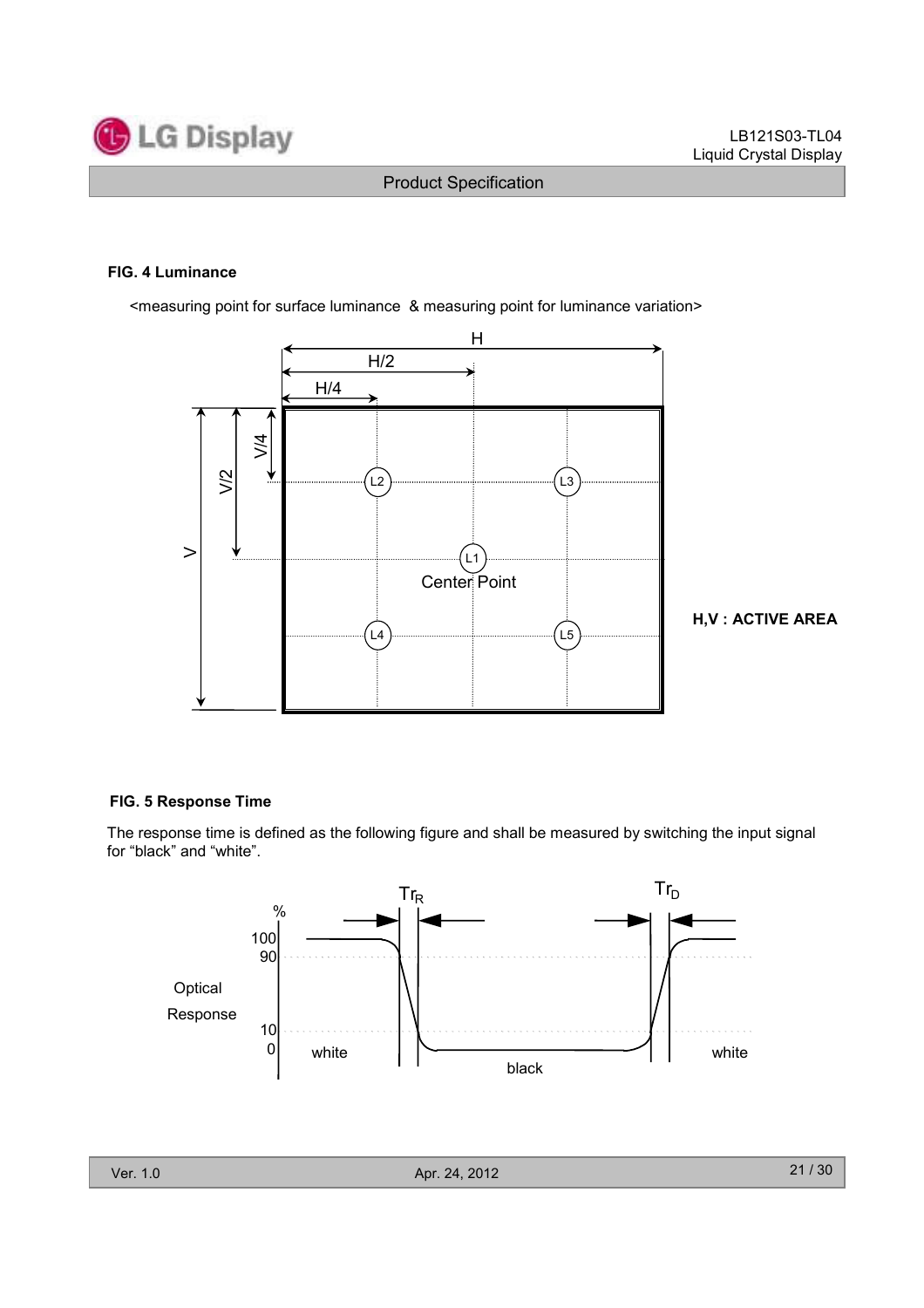### FIG. 4 Luminance

<measuring point for surface luminance & measuring point for luminance variation>

H,V : ACTIVE AREA

### FIG. 5 Response Time

The response time is defined as the following figure and shall be measured by switching the input signal for "black" and "white".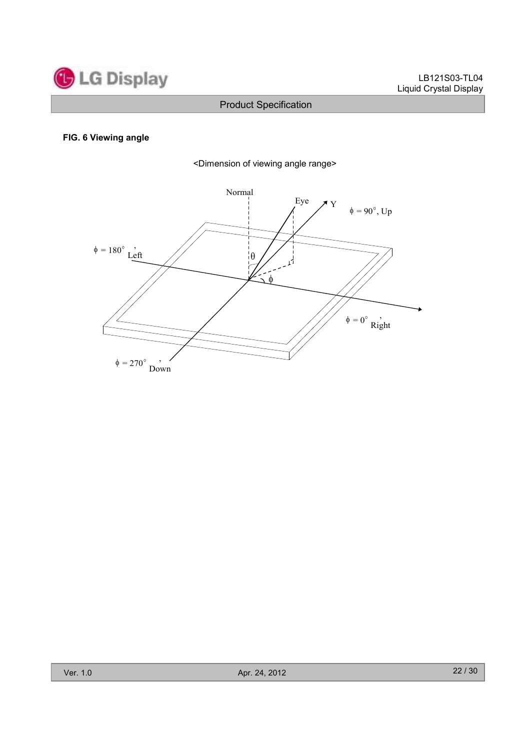**FIG. 6 Viewing angle**

<Dimension of viewing angle range>

Normal

Eye

Y

$\phi$ = 90°, Up

$\phi$ = 180°, Left

$\theta$

$\phi$

$\phi$ = 0°, Right

$\phi$ = 270°, Down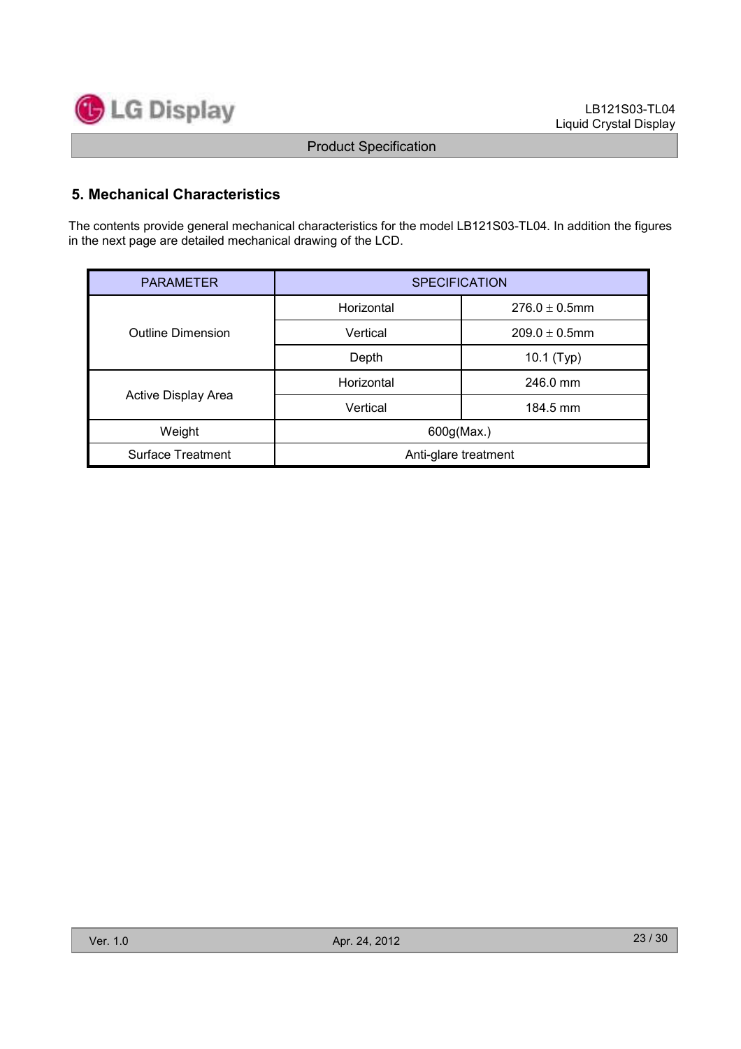## 5. Mechanical Characteristics

The contents provide general mechanical characteristics for the model LB121S03-TL04. In addition the figures in the next page are detailed mechanical drawing of the LCD.

| PARAMETER | SPECIFICATION | |
|---|---|---|
| Outline Dimension | Horizontal | 276.0 ± 0.5mm |
| | Vertical | 209.0 ± 0.5mm |
| | Depth | 10.1 (Typ) |
| Active Display Area | Horizontal | 246.0 mm |
| | Vertical | 184.5 mm |
| Weight | 600g(Max.) | |
| Surface Treatment | Anti-glare treatment | |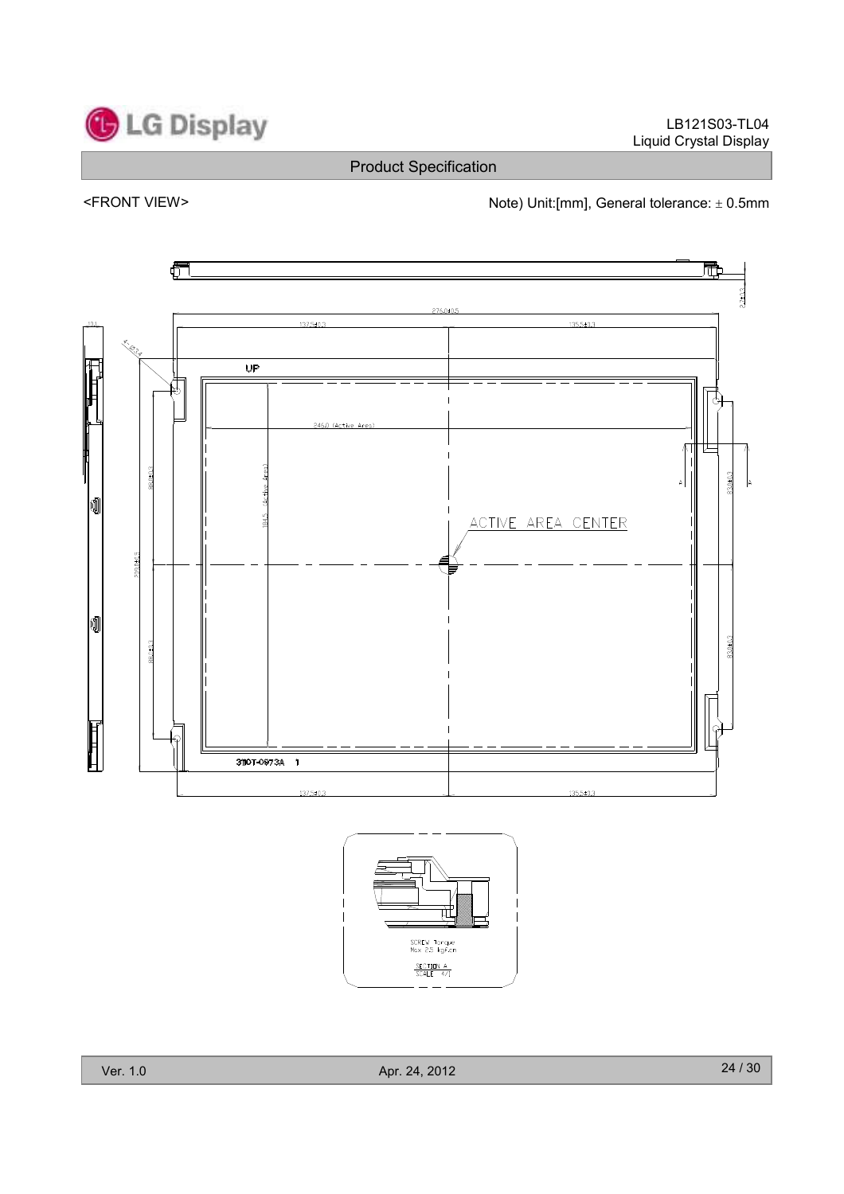<FRONT VIEW>

Note) Unit:[mm], General tolerance: ± 0.5mm

UP

ACTIVE AREA CENTER

3110T-0973A 1

SCREW Torque
Max 2.5 kgf.cm

SECTION A
SCALE 4/1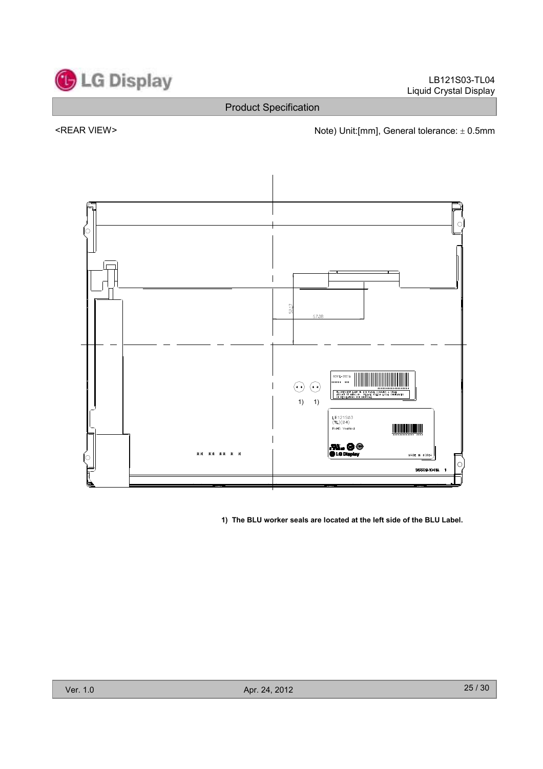<REAR VIEW>

Note) Unit:[mm], General tolerance: ± 0.5mm

1) The BLU worker seals are located at the left side of the BLU Label.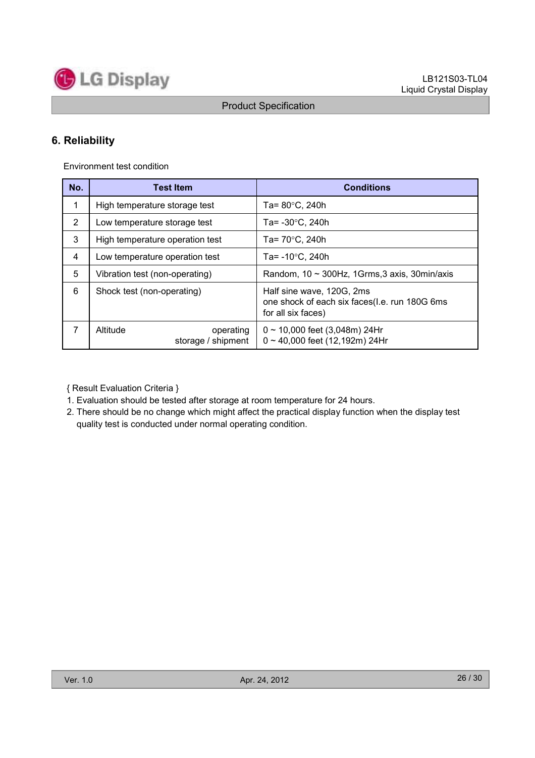## 6. Reliability

Environment test condition

| No. | Test Item | Conditions |
|---|---|---|
| 1 | High temperature storage test | Ta= 80°C, 240h |
| 2 | Low temperature storage test | Ta= -30°C, 240h |
| 3 | High temperature operation test | Ta= 70°C, 240h |
| 4 | Low temperature operation test | Ta= -10°C, 240h |
| 5 | Vibration test (non-operating) | Random, 10 ~ 300Hz, 1Grms,3 axis, 30min/axis |
| 6 | Shock test (non-operating) | Half sine wave, 120G, 2ms<br>one shock of each six faces(I.e. run 180G 6ms for all six faces) |
| 7 | Altitude operating<br>storage / shipment | 0 ~ 10,000 feet (3,048m) 24Hr<br>0 ~ 40,000 feet (12,192m) 24Hr |

{ Result Evaluation Criteria }

1. Evaluation should be tested after storage at room temperature for 24 hours.
2. There should be no change which might affect the practical display function when the display test quality test is conducted under normal operating condition.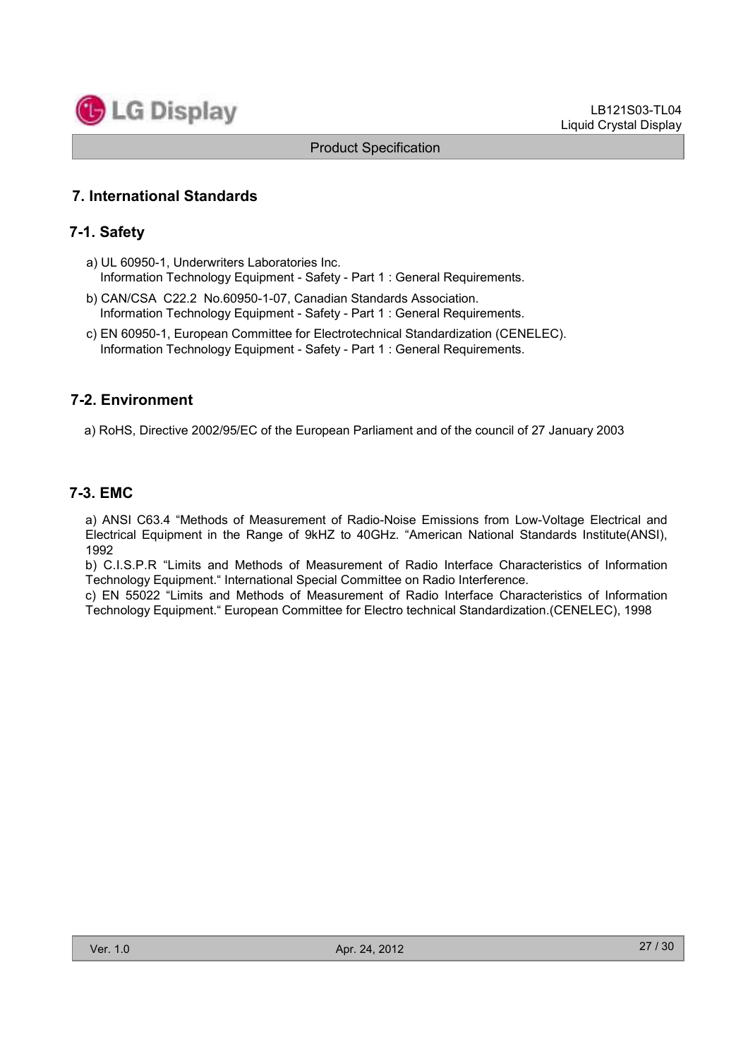# 7. International Standards

## 7-1. Safety

a) UL 60950-1, Underwriters Laboratories Inc.
   Information Technology Equipment - Safety - Part 1 : General Requirements.

b) CAN/CSA C22.2 No.60950-1-07, Canadian Standards Association.
   Information Technology Equipment - Safety - Part 1 : General Requirements.

c) EN 60950-1, European Committee for Electrotechnical Standardization (CENELEC).
   Information Technology Equipment - Safety - Part 1 : General Requirements.

## 7-2. Environment

a) RoHS, Directive 2002/95/EC of the European Parliament and of the council of 27 January 2003

## 7-3. EMC

a) ANSI C63.4 "Methods of Measurement of Radio-Noise Emissions from Low-Voltage Electrical and Electrical Equipment in the Range of 9kHZ to 40GHz. "American National Standards Institute(ANSI), 1992

b) C.I.S.P.R "Limits and Methods of Measurement of Radio Interface Characteristics of Information Technology Equipment." International Special Committee on Radio Interference.

c) EN 55022 "Limits and Methods of Measurement of Radio Interface Characteristics of Information Technology Equipment." European Committee for Electro technical Standardization.(CENELEC), 1998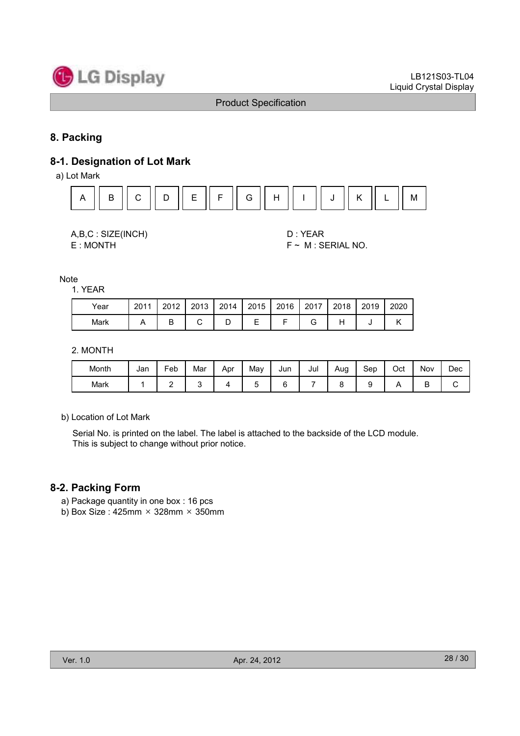## 8. Packing

### 8-1. Designation of Lot Mark

a) Lot Mark

| A | B | C | D | E | F | G | H | I | J | K | L | M |
|---|---|---|---|---|---|---|---|---|---|---|---|---|

A,B,C : SIZE(INCH)
E : MONTH

D : YEAR
F ~ M : SERIAL NO.

Note

1. YEAR

| Year | 2011 | 2012 | 2013 | 2014 | 2015 | 2016 | 2017 | 2018 | 2019 | 2020 |
|---|---|---|---|---|---|---|---|---|---|---|
| Mark | A | B | C | D | E | F | G | H | J | K |

2. MONTH

| Month | Jan | Feb | Mar | Apr | May | Jun | Jul | Aug | Sep | Oct | Nov | Dec |
|---|---|---|---|---|---|---|---|---|---|---|---|---|
| Mark | 1 | 2 | 3 | 4 | 5 | 6 | 7 | 8 | 9 | A | B | C |

b) Location of Lot Mark

Serial No. is printed on the label. The label is attached to the backside of the LCD module.
This is subject to change without prior notice.

### 8-2. Packing Form

a) Package quantity in one box : 16 pcs
b) Box Size : 425mm × 328mm × 350mm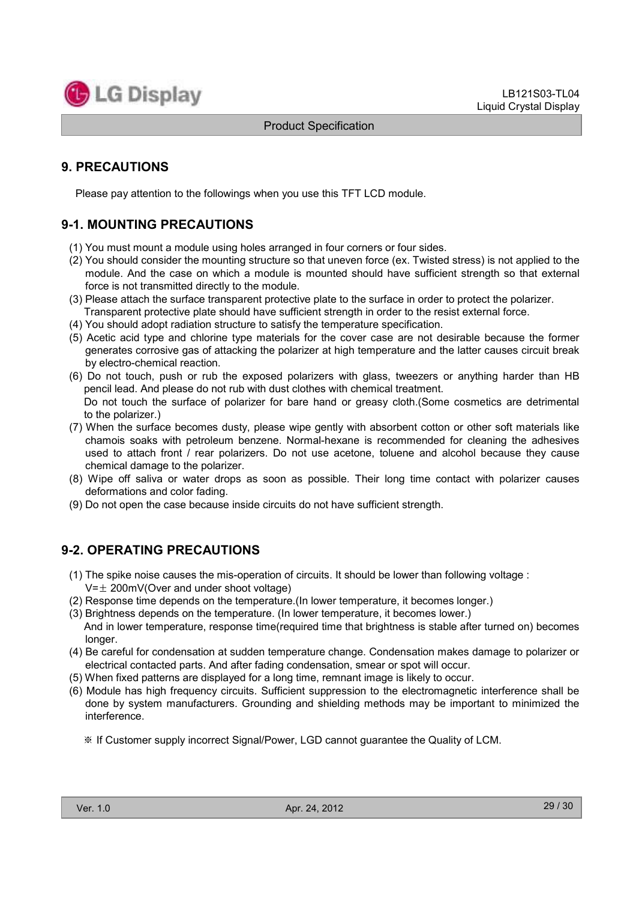## 9. PRECAUTIONS

Please pay attention to the followings when you use this TFT LCD module.

### 9-1. MOUNTING PRECAUTIONS

(1) You must mount a module using holes arranged in four corners or four sides.
(2) You should consider the mounting structure so that uneven force (ex. Twisted stress) is not applied to the module. And the case on which a module is mounted should have sufficient strength so that external force is not transmitted directly to the module.
(3) Please attach the surface transparent protective plate to the surface in order to protect the polarizer. Transparent protective plate should have sufficient strength in order to the resist external force.
(4) You should adopt radiation structure to satisfy the temperature specification.
(5) Acetic acid type and chlorine type materials for the cover case are not desirable because the former generates corrosive gas of attacking the polarizer at high temperature and the latter causes circuit break by electro-chemical reaction.
(6) Do not touch, push or rub the exposed polarizers with glass, tweezers or anything harder than HB pencil lead. And please do not rub with dust clothes with chemical treatment.
Do not touch the surface of polarizer for bare hand or greasy cloth.(Some cosmetics are detrimental to the polarizer.)
(7) When the surface becomes dusty, please wipe gently with absorbent cotton or other soft materials like chamois soaks with petroleum benzene. Normal-hexane is recommended for cleaning the adhesives used to attach front / rear polarizers. Do not use acetone, toluene and alcohol because they cause chemical damage to the polarizer.
(8) Wipe off saliva or water drops as soon as possible. Their long time contact with polarizer causes deformations and color fading.
(9) Do not open the case because inside circuits do not have sufficient strength.

### 9-2. OPERATING PRECAUTIONS

(1) The spike noise causes the mis-operation of circuits. It should be lower than following voltage :
$V=\pm$ 200mV(Over and under shoot voltage)
(2) Response time depends on the temperature.(In lower temperature, it becomes longer.)
(3) Brightness depends on the temperature. (In lower temperature, it becomes lower.)
And in lower temperature, response time(required time that brightness is stable after turned on) becomes longer.
(4) Be careful for condensation at sudden temperature change. Condensation makes damage to polarizer or electrical contacted parts. And after fading condensation, smear or spot will occur.
(5) When fixed patterns are displayed for a long time, remnant image is likely to occur.
(6) Module has high frequency circuits. Sufficient suppression to the electromagnetic interference shall be done by system manufacturers. Grounding and shielding methods may be important to minimized the interference.

※ If Customer supply incorrect Signal/Power, LGD cannot guarantee the Quality of LCM.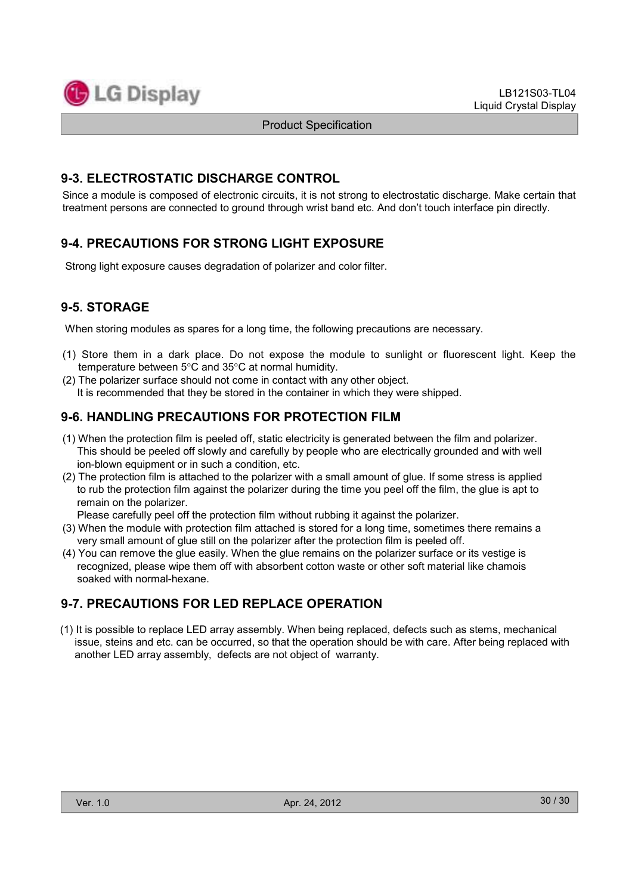## 9-3. ELECTROSTATIC DISCHARGE CONTROL

Since a module is composed of electronic circuits, it is not strong to electrostatic discharge. Make certain that treatment persons are connected to ground through wrist band etc. And don't touch interface pin directly.

## 9-4. PRECAUTIONS FOR STRONG LIGHT EXPOSURE

Strong light exposure causes degradation of polarizer and color filter.

## 9-5. STORAGE

When storing modules as spares for a long time, the following precautions are necessary.

(1) Store them in a dark place. Do not expose the module to sunlight or fluorescent light. Keep the temperature between 5°C and 35°C at normal humidity.

(2) The polarizer surface should not come in contact with any other object.
It is recommended that they be stored in the container in which they were shipped.

## 9-6. HANDLING PRECAUTIONS FOR PROTECTION FILM

(1) When the protection film is peeled off, static electricity is generated between the film and polarizer. This should be peeled off slowly and carefully by people who are electrically grounded and with well ion-blown equipment or in such a condition, etc.

(2) The protection film is attached to the polarizer with a small amount of glue. If some stress is applied to rub the protection film against the polarizer during the time you peel off the film, the glue is apt to remain on the polarizer.
Please carefully peel off the protection film without rubbing it against the polarizer.

(3) When the module with protection film attached is stored for a long time, sometimes there remains a very small amount of glue still on the polarizer after the protection film is peeled off.

(4) You can remove the glue easily. When the glue remains on the polarizer surface or its vestige is recognized, please wipe them off with absorbent cotton waste or other soft material like chamois soaked with normal-hexane.

## 9-7. PRECAUTIONS FOR LED REPLACE OPERATION

(1) It is possible to replace LED array assembly. When being replaced, defects such as stems, mechanical issue, steins and etc. can be occurred, so that the operation should be with care. After being replaced with another LED array assembly, defects are not object of warranty.